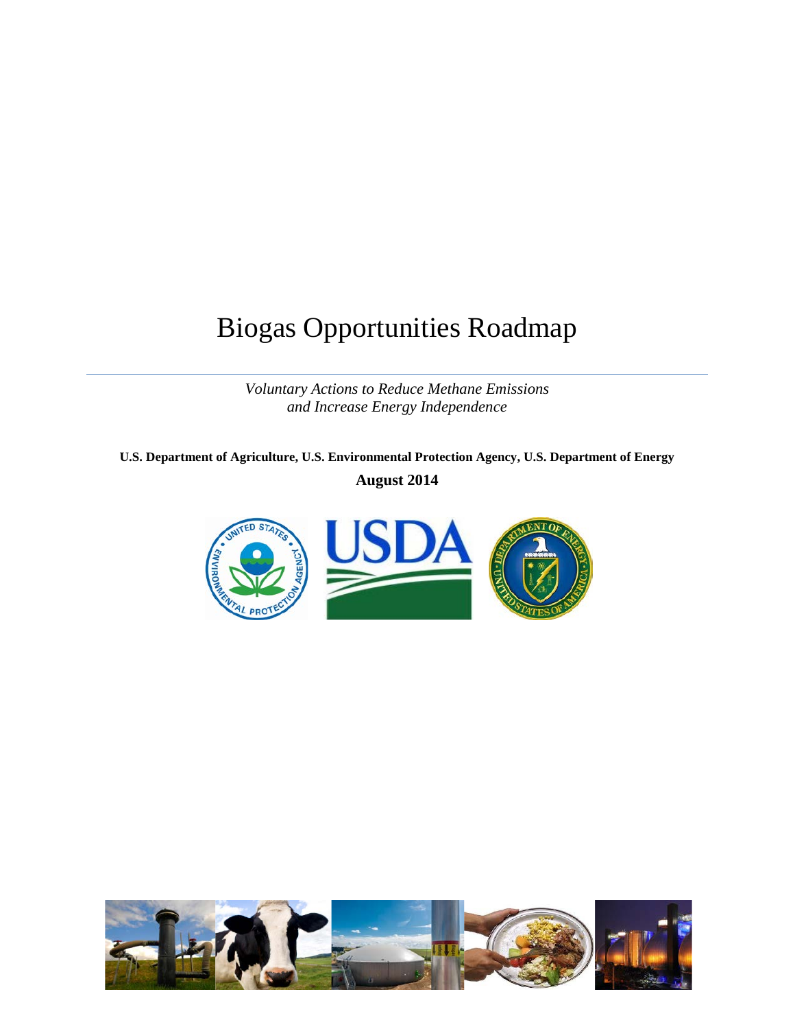# Biogas Opportunities Roadmap

*Voluntary Actions to Reduce Methane Emissions and Increase Energy Independence*

**U.S. Department of Agriculture, U.S. Environmental Protection Agency, U.S. Department of Energy**

**August 2014**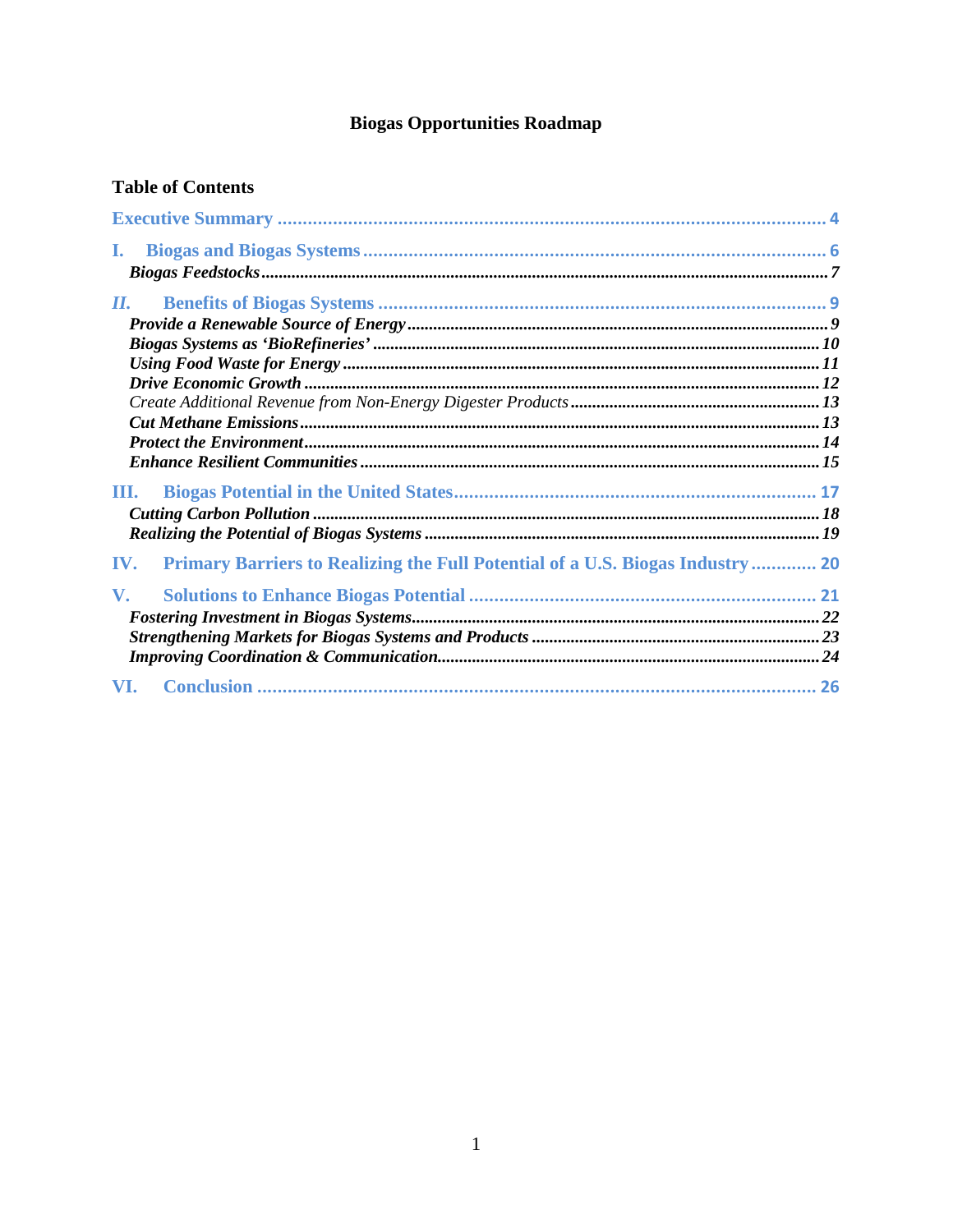# Biogas Opportunities Roadmap

## Table of Contents

Executive Summary ..... 4

I. Biogas and Biogas Systems ..... 6
- *Biogas Feedstocks* ..... 7

II. Benefits of Biogas Systems ..... 9
- *Provide a Renewable Source of Energy* ..... 9
- *Biogas Systems as 'BioRefineries'* ..... 10
- *Using Food Waste for Energy* ..... 11
- *Drive Economic Growth* ..... 12
- *Create Additional Revenue from Non-Energy Digester Products* ..... 13
- *Cut Methane Emissions* ..... 13
- *Protect the Environment* ..... 14
- *Enhance Resilient Communities* ..... 15

III. Biogas Potential in the United States ..... 17
- *Cutting Carbon Pollution* ..... 18
- *Realizing the Potential of Biogas Systems* ..... 19

IV. Primary Barriers to Realizing the Full Potential of a U.S. Biogas Industry ..... 20

V. Solutions to Enhance Biogas Potential ..... 21
- *Fostering Investment in Biogas Systems* ..... 22
- *Strengthening Markets for Biogas Systems and Products* ..... 23
- *Improving Coordination & Communication* ..... 24

VI. Conclusion ..... 26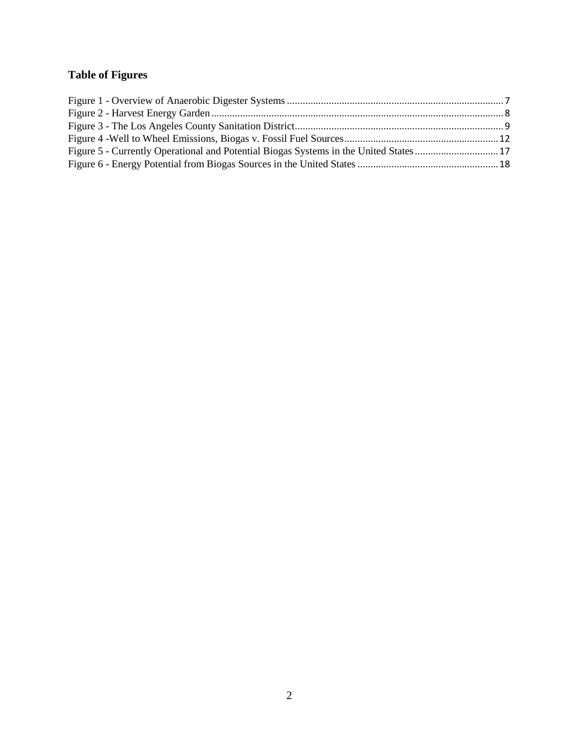## Table of Figures

Figure 1 - Overview of Anaerobic Digester Systems ........ 7
Figure 2 - Harvest Energy Garden ........ 8
Figure 3 - The Los Angeles County Sanitation District ........ 9
Figure 4 -Well to Wheel Emissions, Biogas v. Fossil Fuel Sources ........ 12
Figure 5 - Currently Operational and Potential Biogas Systems in the United States ........ 17
Figure 6 - Energy Potential from Biogas Sources in the United States ........ 18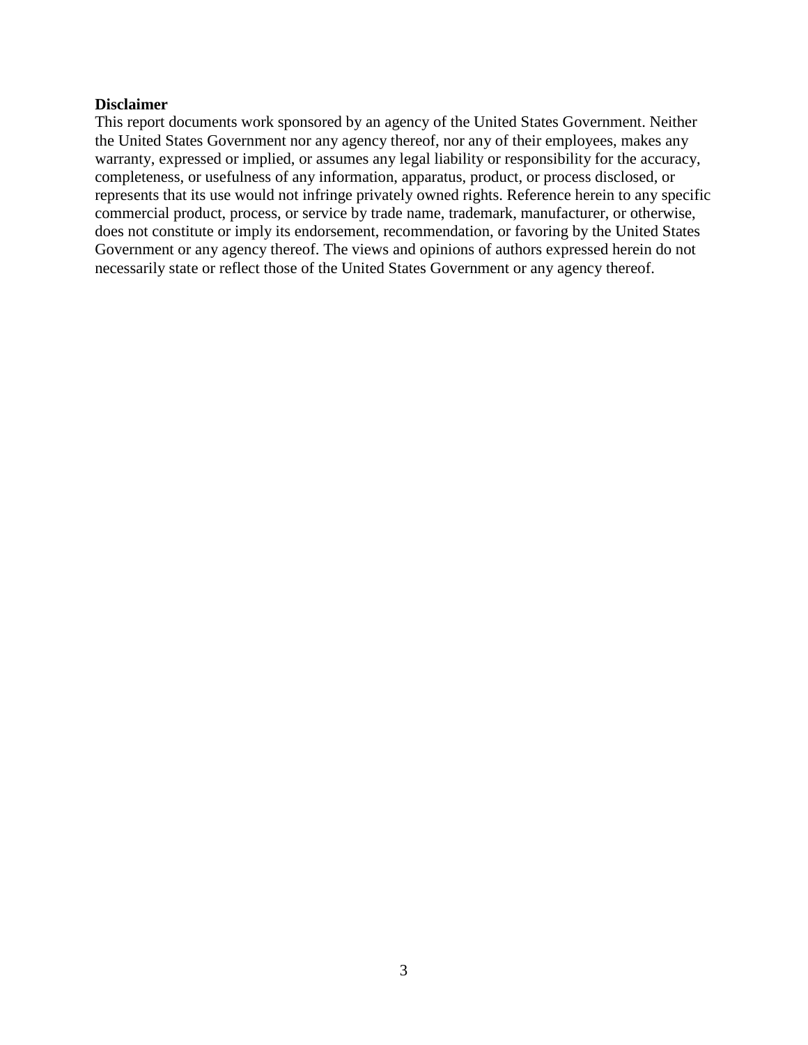**Disclaimer**

This report documents work sponsored by an agency of the United States Government. Neither the United States Government nor any agency thereof, nor any of their employees, makes any warranty, expressed or implied, or assumes any legal liability or responsibility for the accuracy, completeness, or usefulness of any information, apparatus, product, or process disclosed, or represents that its use would not infringe privately owned rights. Reference herein to any specific commercial product, process, or service by trade name, trademark, manufacturer, or otherwise, does not constitute or imply its endorsement, recommendation, or favoring by the United States Government or any agency thereof. The views and opinions of authors expressed herein do not necessarily state or reflect those of the United States Government or any agency thereof.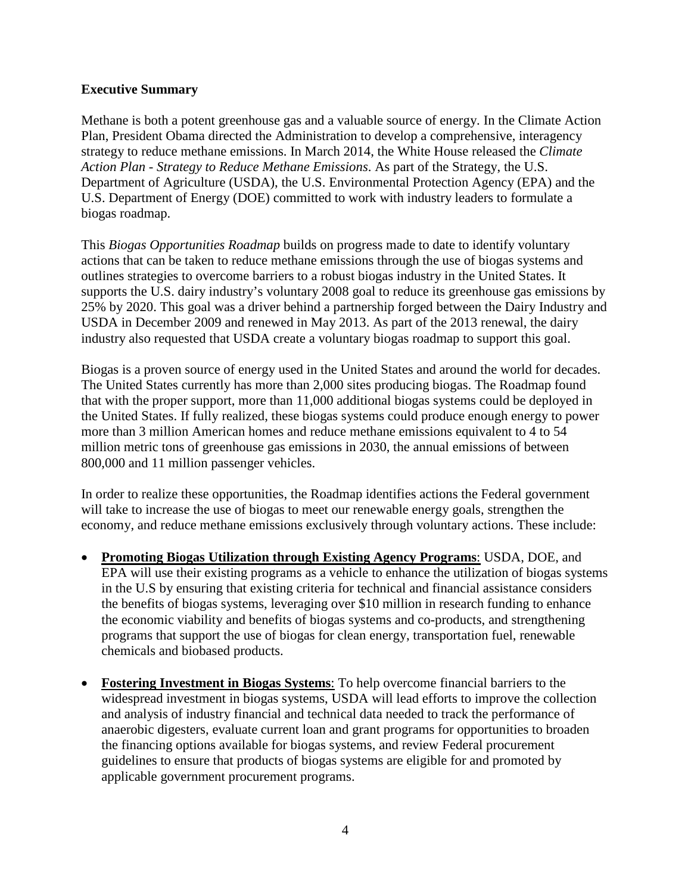**Executive Summary**

Methane is both a potent greenhouse gas and a valuable source of energy. In the Climate Action Plan, President Obama directed the Administration to develop a comprehensive, interagency strategy to reduce methane emissions. In March 2014, the White House released the *Climate Action Plan - Strategy to Reduce Methane Emissions*. As part of the Strategy, the U.S. Department of Agriculture (USDA), the U.S. Environmental Protection Agency (EPA) and the U.S. Department of Energy (DOE) committed to work with industry leaders to formulate a biogas roadmap.

This *Biogas Opportunities Roadmap* builds on progress made to date to identify voluntary actions that can be taken to reduce methane emissions through the use of biogas systems and outlines strategies to overcome barriers to a robust biogas industry in the United States. It supports the U.S. dairy industry's voluntary 2008 goal to reduce its greenhouse gas emissions by 25% by 2020. This goal was a driver behind a partnership forged between the Dairy Industry and USDA in December 2009 and renewed in May 2013. As part of the 2013 renewal, the dairy industry also requested that USDA create a voluntary biogas roadmap to support this goal.

Biogas is a proven source of energy used in the United States and around the world for decades. The United States currently has more than 2,000 sites producing biogas. The Roadmap found that with the proper support, more than 11,000 additional biogas systems could be deployed in the United States. If fully realized, these biogas systems could produce enough energy to power more than 3 million American homes and reduce methane emissions equivalent to 4 to 54 million metric tons of greenhouse gas emissions in 2030, the annual emissions of between 800,000 and 11 million passenger vehicles.

In order to realize these opportunities, the Roadmap identifies actions the Federal government will take to increase the use of biogas to meet our renewable energy goals, strengthen the economy, and reduce methane emissions exclusively through voluntary actions. These include:

- **Promoting Biogas Utilization through Existing Agency Programs**: USDA, DOE, and EPA will use their existing programs as a vehicle to enhance the utilization of biogas systems in the U.S by ensuring that existing criteria for technical and financial assistance considers the benefits of biogas systems, leveraging over $10 million in research funding to enhance the economic viability and benefits of biogas systems and co-products, and strengthening programs that support the use of biogas for clean energy, transportation fuel, renewable chemicals and biobased products.

- **Fostering Investment in Biogas Systems**: To help overcome financial barriers to the widespread investment in biogas systems, USDA will lead efforts to improve the collection and analysis of industry financial and technical data needed to track the performance of anaerobic digesters, evaluate current loan and grant programs for opportunities to broaden the financing options available for biogas systems, and review Federal procurement guidelines to ensure that products of biogas systems are eligible for and promoted by applicable government procurement programs.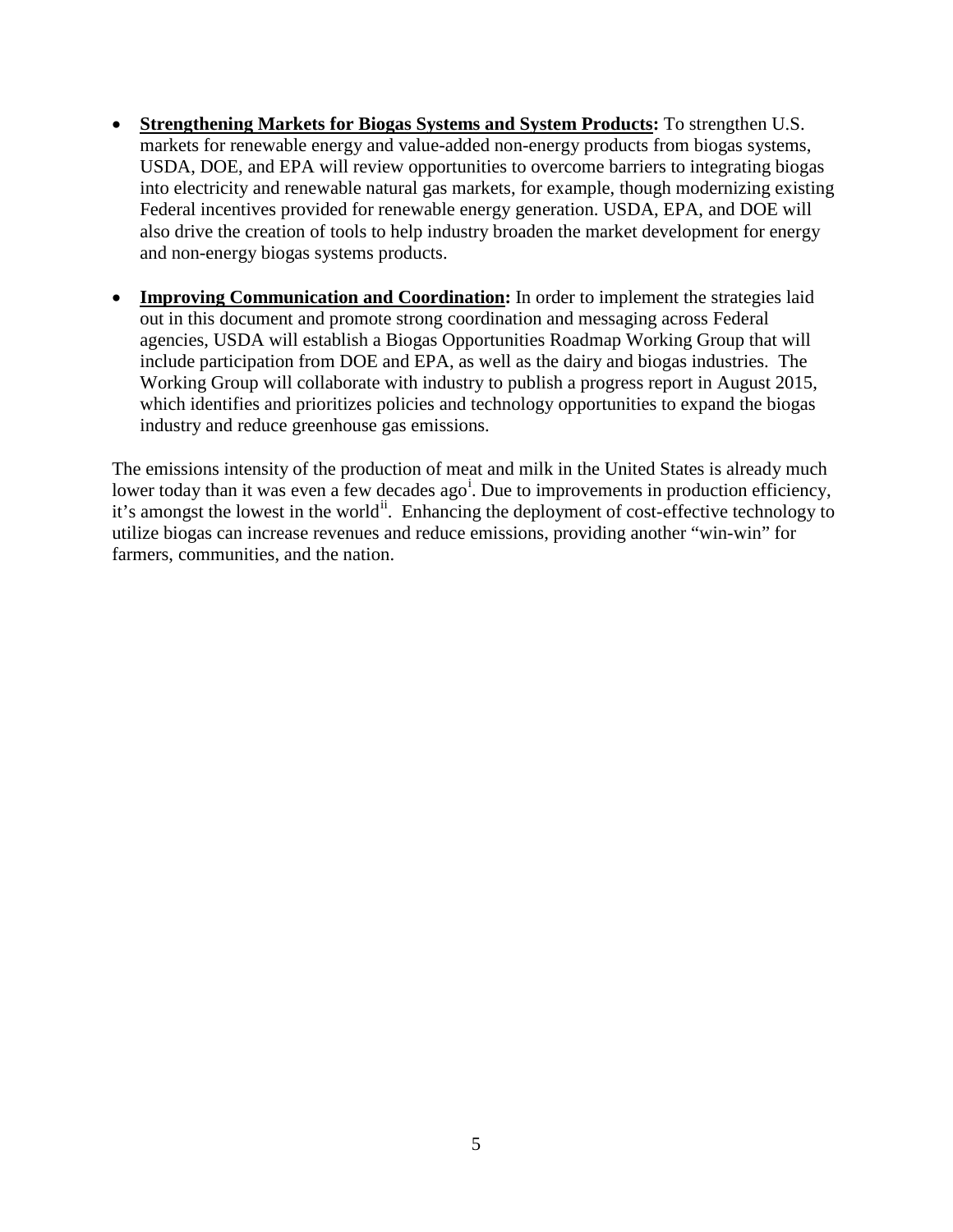- **Strengthening Markets for Biogas Systems and System Products:** To strengthen U.S. markets for renewable energy and value-added non-energy products from biogas systems, USDA, DOE, and EPA will review opportunities to overcome barriers to integrating biogas into electricity and renewable natural gas markets, for example, though modernizing existing Federal incentives provided for renewable energy generation. USDA, EPA, and DOE will also drive the creation of tools to help industry broaden the market development for energy and non-energy biogas systems products.

- **Improving Communication and Coordination:** In order to implement the strategies laid out in this document and promote strong coordination and messaging across Federal agencies, USDA will establish a Biogas Opportunities Roadmap Working Group that will include participation from DOE and EPA, as well as the dairy and biogas industries. The Working Group will collaborate with industry to publish a progress report in August 2015, which identifies and prioritizes policies and technology opportunities to expand the biogas industry and reduce greenhouse gas emissions.

The emissions intensity of the production of meat and milk in the United States is already much lower today than it was even a few decades ago[i]. Due to improvements in production efficiency, it's amongst the lowest in the world[ii]. Enhancing the deployment of cost-effective technology to utilize biogas can increase revenues and reduce emissions, providing another "win-win" for farmers, communities, and the nation.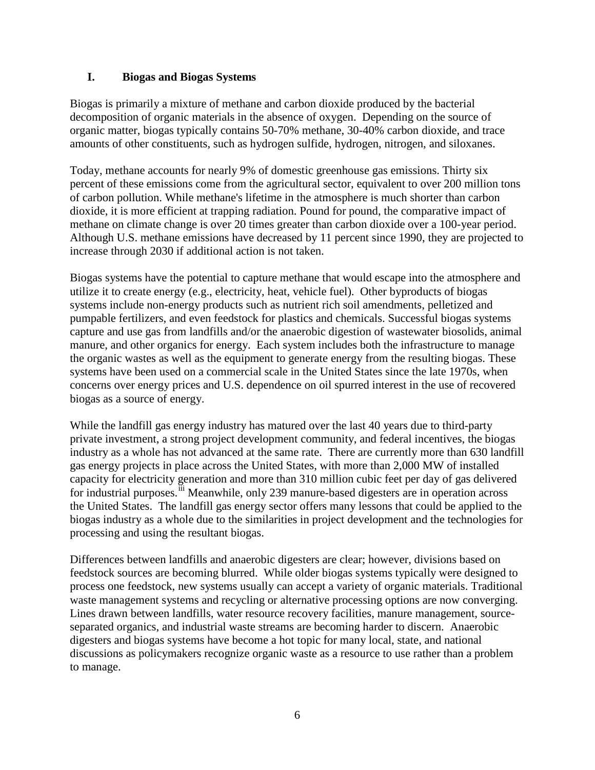## I. Biogas and Biogas Systems

Biogas is primarily a mixture of methane and carbon dioxide produced by the bacterial decomposition of organic materials in the absence of oxygen. Depending on the source of organic matter, biogas typically contains 50-70% methane, 30-40% carbon dioxide, and trace amounts of other constituents, such as hydrogen sulfide, hydrogen, nitrogen, and siloxanes.

Today, methane accounts for nearly 9% of domestic greenhouse gas emissions. Thirty six percent of these emissions come from the agricultural sector, equivalent to over 200 million tons of carbon pollution. While methane's lifetime in the atmosphere is much shorter than carbon dioxide, it is more efficient at trapping radiation. Pound for pound, the comparative impact of methane on climate change is over 20 times greater than carbon dioxide over a 100-year period. Although U.S. methane emissions have decreased by 11 percent since 1990, they are projected to increase through 2030 if additional action is not taken.

Biogas systems have the potential to capture methane that would escape into the atmosphere and utilize it to create energy (e.g., electricity, heat, vehicle fuel). Other byproducts of biogas systems include non-energy products such as nutrient rich soil amendments, pelletized and pumpable fertilizers, and even feedstock for plastics and chemicals. Successful biogas systems capture and use gas from landfills and/or the anaerobic digestion of wastewater biosolids, animal manure, and other organics for energy. Each system includes both the infrastructure to manage the organic wastes as well as the equipment to generate energy from the resulting biogas. These systems have been used on a commercial scale in the United States since the late 1970s, when concerns over energy prices and U.S. dependence on oil spurred interest in the use of recovered biogas as a source of energy.

While the landfill gas energy industry has matured over the last 40 years due to third-party private investment, a strong project development community, and federal incentives, the biogas industry as a whole has not advanced at the same rate. There are currently more than 630 landfill gas energy projects in place across the United States, with more than 2,000 MW of installed capacity for electricity generation and more than 310 million cubic feet per day of gas delivered for industrial purposes.[iii] Meanwhile, only 239 manure-based digesters are in operation across the United States. The landfill gas energy sector offers many lessons that could be applied to the biogas industry as a whole due to the similarities in project development and the technologies for processing and using the resultant biogas.

Differences between landfills and anaerobic digesters are clear; however, divisions based on feedstock sources are becoming blurred. While older biogas systems typically were designed to process one feedstock, new systems usually can accept a variety of organic materials. Traditional waste management systems and recycling or alternative processing options are now converging. Lines drawn between landfills, water resource recovery facilities, manure management, source-separated organics, and industrial waste streams are becoming harder to discern. Anaerobic digesters and biogas systems have become a hot topic for many local, state, and national discussions as policymakers recognize organic waste as a resource to use rather than a problem to manage.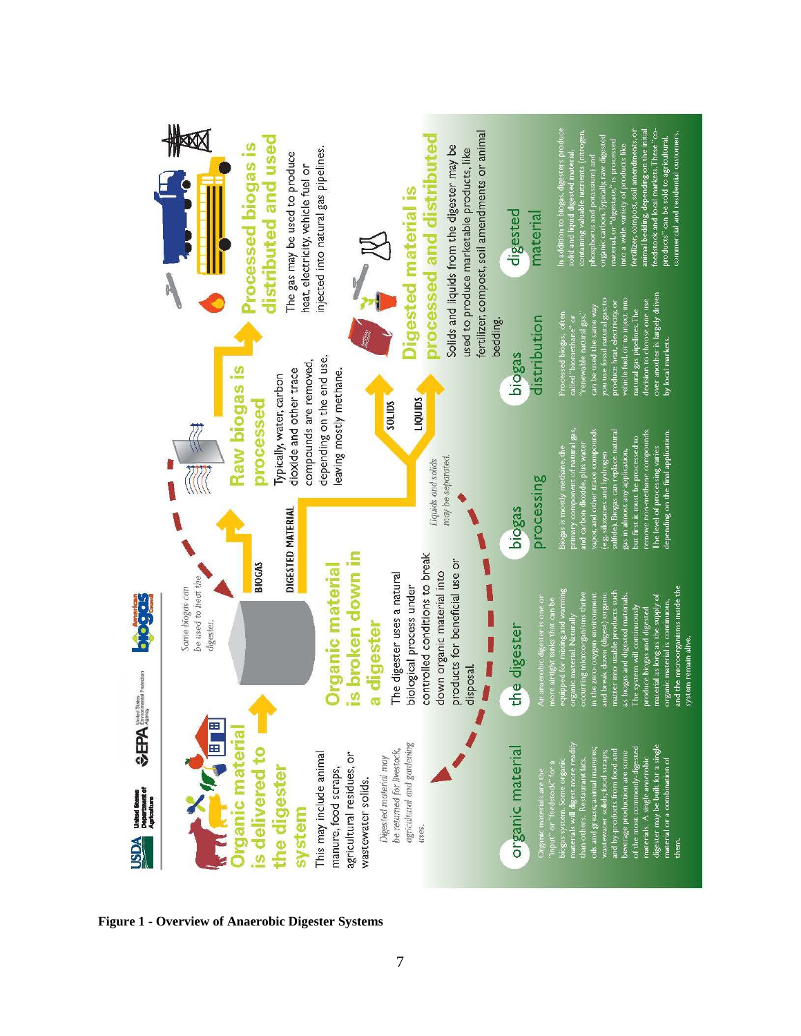USDA United States Department of Agriculture | EPA United States Environmental Protection Agency | American Biogas Council

## Organic material is delivered to the digester system

This may include animal manure, food scraps, agricultural residues, or wastewater solids.

*Digested material may be returned for livestock, agricultural and gardening uses.*

## Organic material is broken down in a digester

The digester uses a natural biological process under controlled conditions to break down organic material into products for beneficial use or disposal.

*Some biogas can be used to heat the digester.*

BIOGAS

DIGESTED MATERIAL

*Liquids and solids may be separated.*

SOLIDS

LIQUIDS

## Raw biogas is processed

Typically, water, carbon dioxide and other trace compounds are removed, depending on the end use, leaving mostly methane.

## Processed biogas is distributed and used

The gas may be used to produce heat, electricity, vehicle fuel or injected into natural gas pipelines.

## Digested material is processed and distributed

Solids and liquids from the digester may be used to produce marketable products, like fertilizer, compost, soil amendments or animal bedding.

### organic material

Organic materials are the "input" or "feedstock" for a biogas system. Some organic materials will digest more readily than others. Restaurant fats, oils and grease; animal manures; wastewater solids; food scraps; and by-products from food and beverage production are some of the most commonly-digested materials. A single anaerobic digester may be built for a single material or a combination of them.

### the digester

An anaerobic digester is one or more airtight tanks that can be equipped for mixing and warming organic material. Naturally occurring microorganisms thrive in the zero-oxygen environment and break down (digest) organic matter into usable products such as biogas and digested materials. The system will continuously produce biogas and digested material as long as the supply of organic material is continuous, and the microorganisms inside the system remain alive.

### biogas processing

Biogas is mostly methane, the primary component of natural gas, and carbon dioxide, plus water vapor, and other trace compounds (e.g., siloxanes and hydrogen sulfide). Biogas can replace natural gas in almost any application, but first is must be processed to remove non-methane compounds. The level of processing varies depending on the final application.

### biogas distribution

Processed biogas, often called "biomethane" or "renewable natural gas," can be used the same way you use fossil natural gas: to produce heat, electricity, or vehicle fuel, or to inject into natural gas pipelines. The decision to choose one use over another is largely driven by local markets.

### digested material

In addition to biogas, digesters produce solid and liquid digested material, containing valuable nutrients (nitrogen, phosphorus and potassium) and organic carbon. Typically, raw digested material, or "digestate," is processed into a wide variety of products like fertilizer, compost, soil amendments, or animal bedding, depending on the initial feedstock and local markets. These "co-products" can be sold to agricultural, commercial and residential customers.

**Figure 1 - Overview of Anaerobic Digester Systems**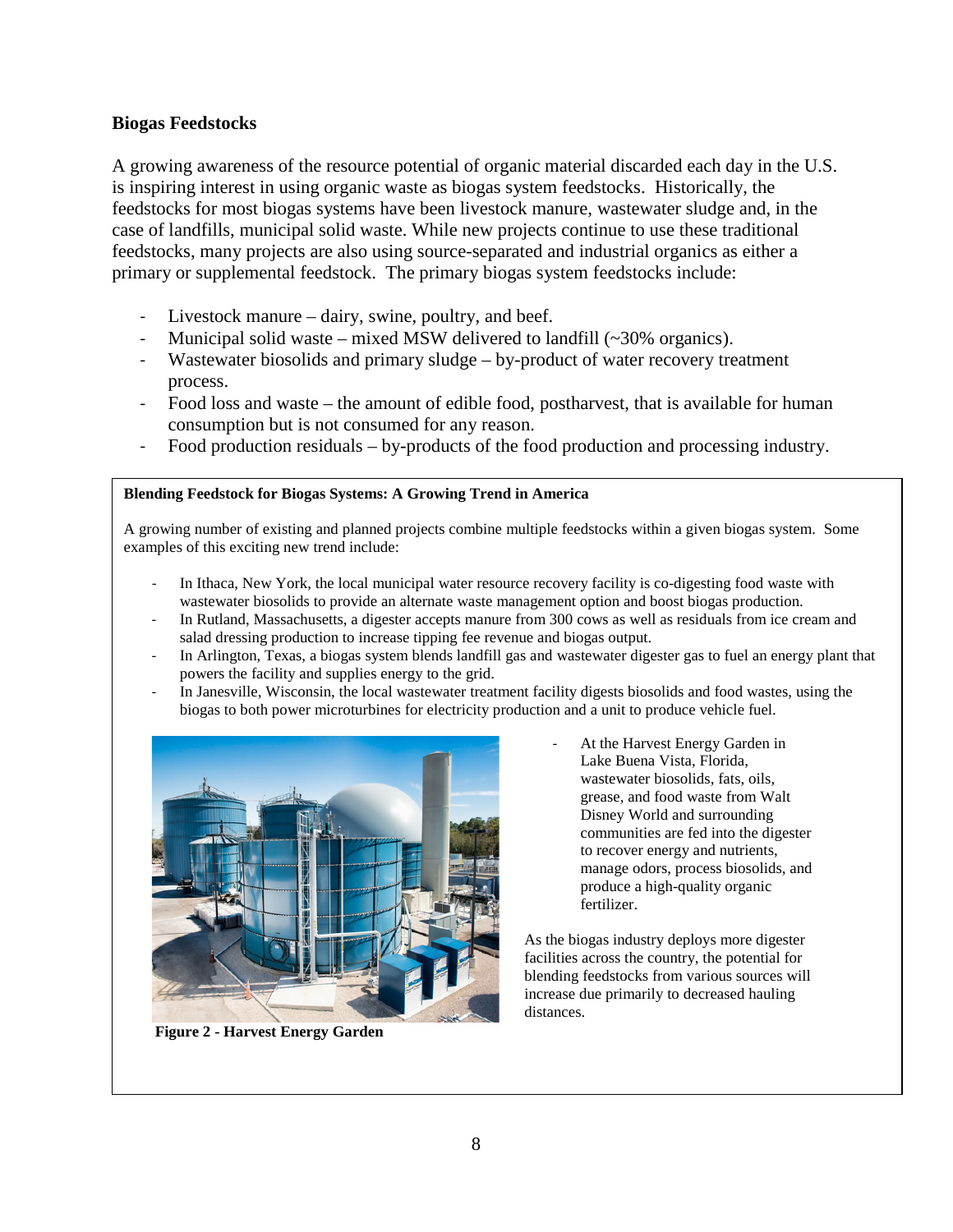## Biogas Feedstocks

A growing awareness of the resource potential of organic material discarded each day in the U.S. is inspiring interest in using organic waste as biogas system feedstocks. Historically, the feedstocks for most biogas systems have been livestock manure, wastewater sludge and, in the case of landfills, municipal solid waste. While new projects continue to use these traditional feedstocks, many projects are also using source-separated and industrial organics as either a primary or supplemental feedstock. The primary biogas system feedstocks include:

- Livestock manure – dairy, swine, poultry, and beef.
- Municipal solid waste – mixed MSW delivered to landfill (~30% organics).
- Wastewater biosolids and primary sludge – by-product of water recovery treatment process.
- Food loss and waste – the amount of edible food, postharvest, that is available for human consumption but is not consumed for any reason.
- Food production residuals – by-products of the food production and processing industry.

**Blending Feedstock for Biogas Systems: A Growing Trend in America**

A growing number of existing and planned projects combine multiple feedstocks within a given biogas system. Some examples of this exciting new trend include:

- In Ithaca, New York, the local municipal water resource recovery facility is co-digesting food waste with wastewater biosolids to provide an alternate waste management option and boost biogas production.
- In Rutland, Massachusetts, a digester accepts manure from 300 cows as well as residuals from ice cream and salad dressing production to increase tipping fee revenue and biogas output.
- In Arlington, Texas, a biogas system blends landfill gas and wastewater digester gas to fuel an energy plant that powers the facility and supplies energy to the grid.
- In Janesville, Wisconsin, the local wastewater treatment facility digests biosolids and food wastes, using the biogas to both power microturbines for electricity production and a unit to produce vehicle fuel.
- At the Harvest Energy Garden in Lake Buena Vista, Florida, wastewater biosolids, fats, oils, grease, and food waste from Walt Disney World and surrounding communities are fed into the digester to recover energy and nutrients, manage odors, process biosolids, and produce a high-quality organic fertilizer.

**Figure 2 - Harvest Energy Garden**

As the biogas industry deploys more digester facilities across the country, the potential for blending feedstocks from various sources will increase due primarily to decreased hauling distances.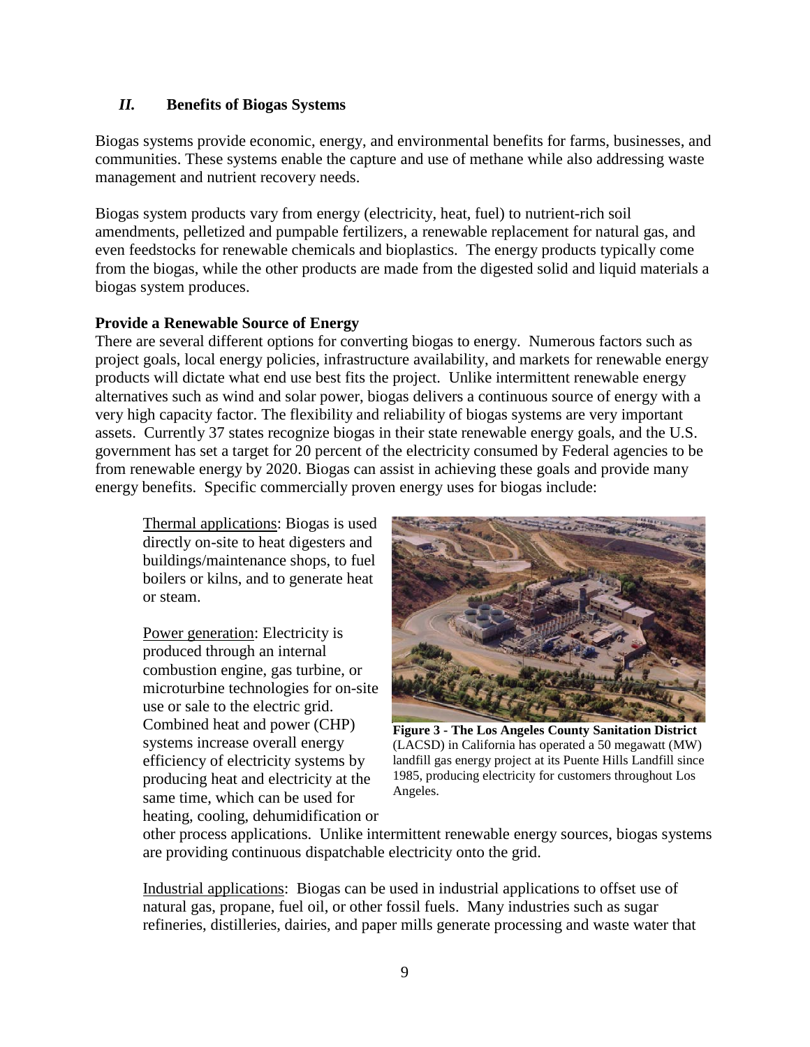## *II.* Benefits of Biogas Systems

Biogas systems provide economic, energy, and environmental benefits for farms, businesses, and communities. These systems enable the capture and use of methane while also addressing waste management and nutrient recovery needs.

Biogas system products vary from energy (electricity, heat, fuel) to nutrient-rich soil amendments, pelletized and pumpable fertilizers, a renewable replacement for natural gas, and even feedstocks for renewable chemicals and bioplastics. The energy products typically come from the biogas, while the other products are made from the digested solid and liquid materials a biogas system produces.

**Provide a Renewable Source of Energy**

There are several different options for converting biogas to energy. Numerous factors such as project goals, local energy policies, infrastructure availability, and markets for renewable energy products will dictate what end use best fits the project. Unlike intermittent renewable energy alternatives such as wind and solar power, biogas delivers a continuous source of energy with a very high capacity factor. The flexibility and reliability of biogas systems are very important assets. Currently 37 states recognize biogas in their state renewable energy goals, and the U.S. government has set a target for 20 percent of the electricity consumed by Federal agencies to be from renewable energy by 2020. Biogas can assist in achieving these goals and provide many energy benefits. Specific commercially proven energy uses for biogas include:

Thermal applications: Biogas is used directly on-site to heat digesters and buildings/maintenance shops, to fuel boilers or kilns, and to generate heat or steam.

Power generation: Electricity is produced through an internal combustion engine, gas turbine, or microturbine technologies for on-site use or sale to the electric grid. Combined heat and power (CHP) systems increase overall energy efficiency of electricity systems by producing heat and electricity at the same time, which can be used for heating, cooling, dehumidification or other process applications. Unlike intermittent renewable energy sources, biogas systems are providing continuous dispatchable electricity onto the grid.

**Figure 3 - The Los Angeles County Sanitation District** (LACSD) in California has operated a 50 megawatt (MW) landfill gas energy project at its Puente Hills Landfill since 1985, producing electricity for customers throughout Los Angeles.

Industrial applications: Biogas can be used in industrial applications to offset use of natural gas, propane, fuel oil, or other fossil fuels. Many industries such as sugar refineries, distilleries, dairies, and paper mills generate processing and waste water that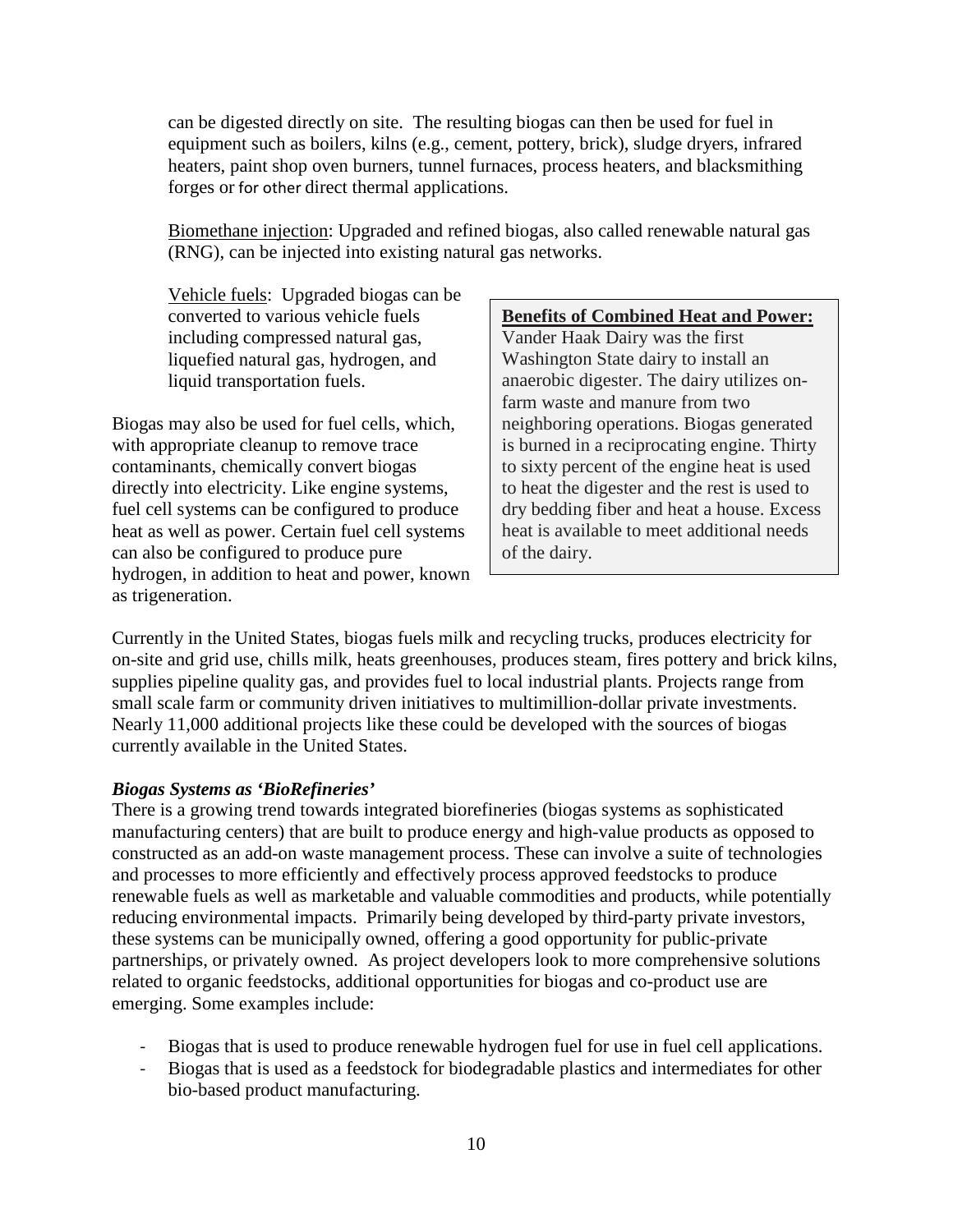can be digested directly on site. The resulting biogas can then be used for fuel in equipment such as boilers, kilns (e.g., cement, pottery, brick), sludge dryers, infrared heaters, paint shop oven burners, tunnel furnaces, process heaters, and blacksmithing forges or for other direct thermal applications.

Biomethane injection: Upgraded and refined biogas, also called renewable natural gas (RNG), can be injected into existing natural gas networks.

Vehicle fuels: Upgraded biogas can be converted to various vehicle fuels including compressed natural gas, liquefied natural gas, hydrogen, and liquid transportation fuels.

Biogas may also be used for fuel cells, which, with appropriate cleanup to remove trace contaminants, chemically convert biogas directly into electricity. Like engine systems, fuel cell systems can be configured to produce heat as well as power. Certain fuel cell systems can also be configured to produce pure hydrogen, in addition to heat and power, known as trigeneration.

> **Benefits of Combined Heat and Power:**
> Vander Haak Dairy was the first Washington State dairy to install an anaerobic digester. The dairy utilizes on-farm waste and manure from two neighboring operations. Biogas generated is burned in a reciprocating engine. Thirty to sixty percent of the engine heat is used to heat the digester and the rest is used to dry bedding fiber and heat a house. Excess heat is available to meet additional needs of the dairy.

Currently in the United States, biogas fuels milk and recycling trucks, produces electricity for on-site and grid use, chills milk, heats greenhouses, produces steam, fires pottery and brick kilns, supplies pipeline quality gas, and provides fuel to local industrial plants. Projects range from small scale farm or community driven initiatives to multimillion-dollar private investments. Nearly 11,000 additional projects like these could be developed with the sources of biogas currently available in the United States.

***Biogas Systems as 'BioRefineries'***

There is a growing trend towards integrated biorefineries (biogas systems as sophisticated manufacturing centers) that are built to produce energy and high-value products as opposed to constructed as an add-on waste management process. These can involve a suite of technologies and processes to more efficiently and effectively process approved feedstocks to produce renewable fuels as well as marketable and valuable commodities and products, while potentially reducing environmental impacts. Primarily being developed by third-party private investors, these systems can be municipally owned, offering a good opportunity for public-private partnerships, or privately owned. As project developers look to more comprehensive solutions related to organic feedstocks, additional opportunities for biogas and co-product use are emerging. Some examples include:

- Biogas that is used to produce renewable hydrogen fuel for use in fuel cell applications.
- Biogas that is used as a feedstock for biodegradable plastics and intermediates for other bio-based product manufacturing.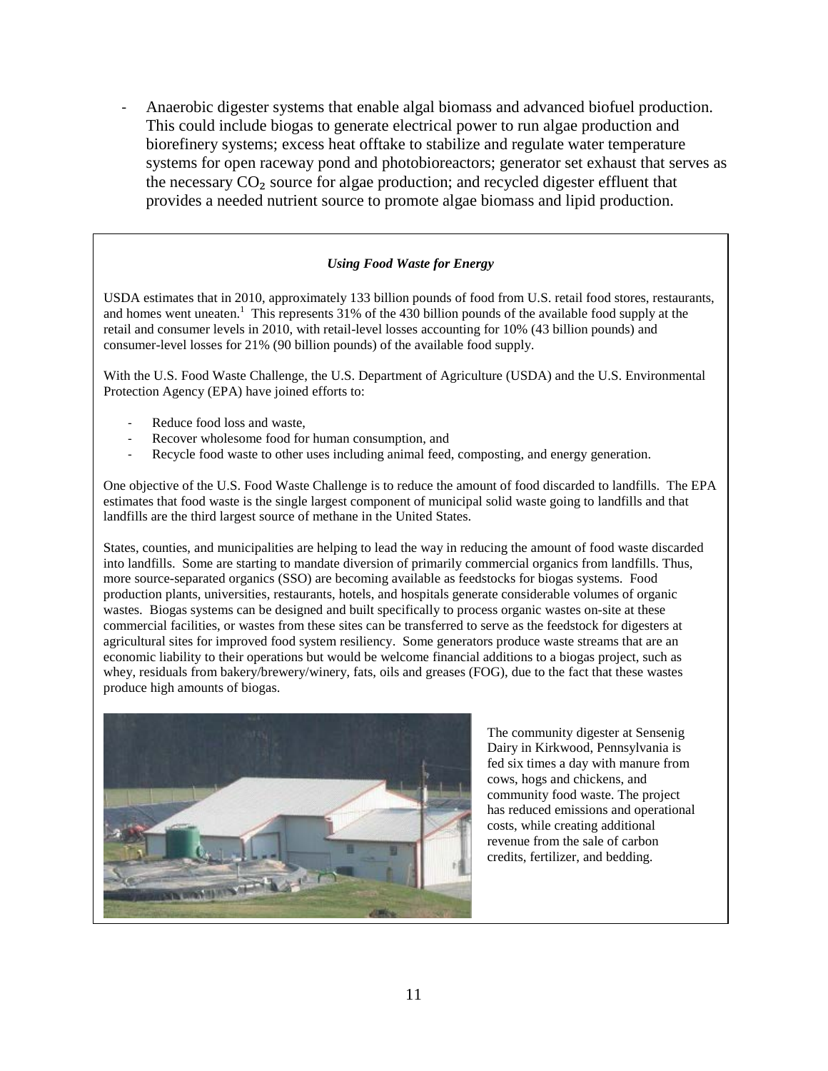- Anaerobic digester systems that enable algal biomass and advanced biofuel production. This could include biogas to generate electrical power to run algae production and biorefinery systems; excess heat offtake to stabilize and regulate water temperature systems for open raceway pond and photobioreactors; generator set exhaust that serves as the necessary $CO_2$ source for algae production; and recycled digester effluent that provides a needed nutrient source to promote algae biomass and lipid production.

***Using Food Waste for Energy***

USDA estimates that in 2010, approximately 133 billion pounds of food from U.S. retail food stores, restaurants, and homes went uneaten.[1] This represents 31% of the 430 billion pounds of the available food supply at the retail and consumer levels in 2010, with retail-level losses accounting for 10% (43 billion pounds) and consumer-level losses for 21% (90 billion pounds) of the available food supply.

With the U.S. Food Waste Challenge, the U.S. Department of Agriculture (USDA) and the U.S. Environmental Protection Agency (EPA) have joined efforts to:

- Reduce food loss and waste,
- Recover wholesome food for human consumption, and
- Recycle food waste to other uses including animal feed, composting, and energy generation.

One objective of the U.S. Food Waste Challenge is to reduce the amount of food discarded to landfills. The EPA estimates that food waste is the single largest component of municipal solid waste going to landfills and that landfills are the third largest source of methane in the United States.

States, counties, and municipalities are helping to lead the way in reducing the amount of food waste discarded into landfills. Some are starting to mandate diversion of primarily commercial organics from landfills. Thus, more source-separated organics (SSO) are becoming available as feedstocks for biogas systems. Food production plants, universities, restaurants, hotels, and hospitals generate considerable volumes of organic wastes. Biogas systems can be designed and built specifically to process organic wastes on-site at these commercial facilities, or wastes from these sites can be transferred to serve as the feedstock for digesters at agricultural sites for improved food system resiliency. Some generators produce waste streams that are an economic liability to their operations but would be welcome financial additions to a biogas project, such as whey, residuals from bakery/brewery/winery, fats, oils and greases (FOG), due to the fact that these wastes produce high amounts of biogas.

The community digester at Sensenig Dairy in Kirkwood, Pennsylvania is fed six times a day with manure from cows, hogs and chickens, and community food waste. The project has reduced emissions and operational costs, while creating additional revenue from the sale of carbon credits, fertilizer, and bedding.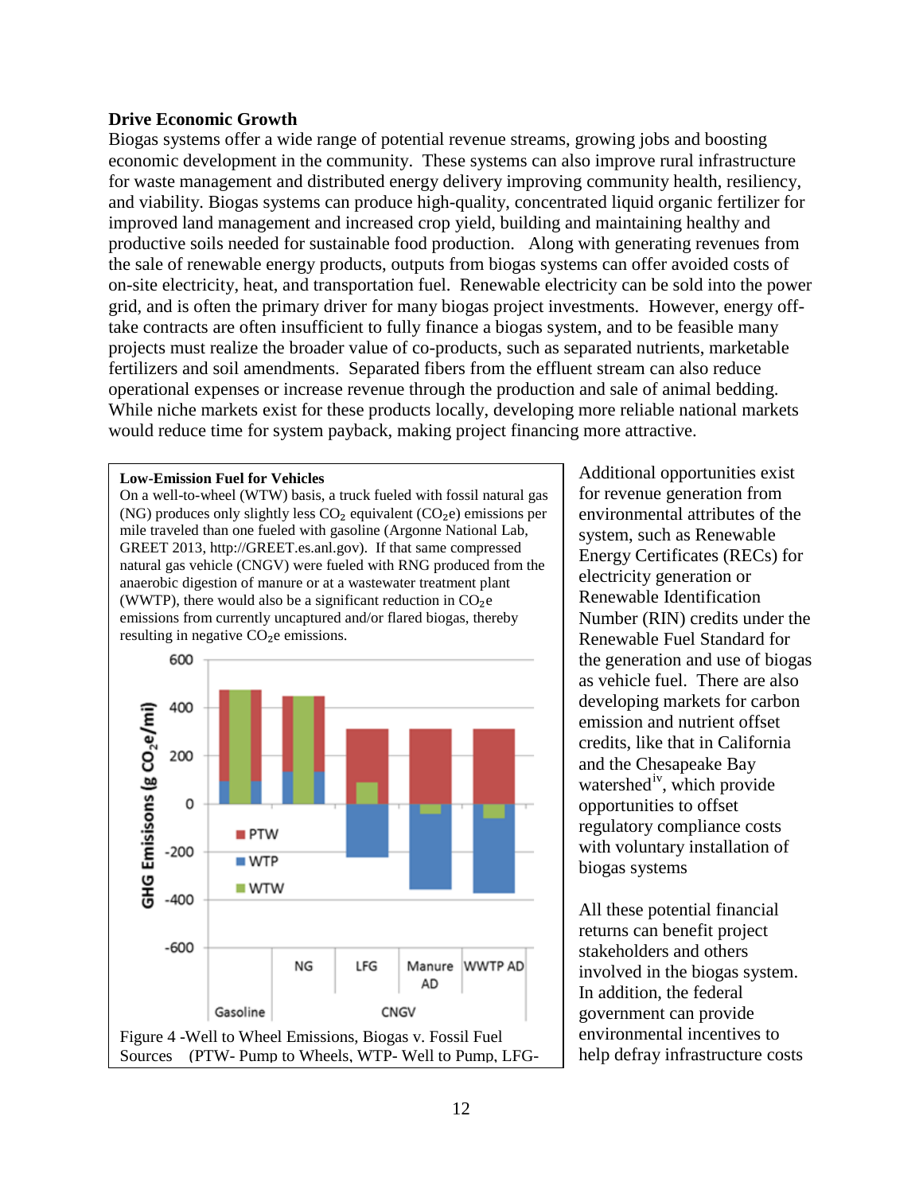**Drive Economic Growth**

Biogas systems offer a wide range of potential revenue streams, growing jobs and boosting economic development in the community. These systems can also improve rural infrastructure for waste management and distributed energy delivery improving community health, resiliency, and viability. Biogas systems can produce high-quality, concentrated liquid organic fertilizer for improved land management and increased crop yield, building and maintaining healthy and productive soils needed for sustainable food production. Along with generating revenues from the sale of renewable energy products, outputs from biogas systems can offer avoided costs of on-site electricity, heat, and transportation fuel. Renewable electricity can be sold into the power grid, and is often the primary driver for many biogas project investments. However, energy off-take contracts are often insufficient to fully finance a biogas system, and to be feasible many projects must realize the broader value of co-products, such as separated nutrients, marketable fertilizers and soil amendments. Separated fibers from the effluent stream can also reduce operational expenses or increase revenue through the production and sale of animal bedding. While niche markets exist for these products locally, developing more reliable national markets would reduce time for system payback, making project financing more attractive.

**Low-Emission Fuel for Vehicles**

On a well-to-wheel (WTW) basis, a truck fueled with fossil natural gas (NG) produces only slightly less $CO_2$ equivalent ($CO_2e$) emissions per mile traveled than one fueled with gasoline (Argonne National Lab, GREET 2013, http://GREET.es.anl.gov). If that same compressed natural gas vehicle (CNGV) were fueled with RNG produced from the anaerobic digestion of manure or at a wastewater treatment plant (WWTP), there would also be a significant reduction in $CO_2e$ emissions from currently uncaptured and/or flared biogas, thereby resulting in negative $CO_2e$ emissions.

Figure 4 -Well to Wheel Emissions, Biogas v. Fossil Fuel Sources (PTW- Pump to Wheels, WTP- Well to Pump, LFG-

Additional opportunities exist for revenue generation from environmental attributes of the system, such as Renewable Energy Certificates (RECs) for electricity generation or Renewable Identification Number (RIN) credits under the Renewable Fuel Standard for the generation and use of biogas as vehicle fuel. There are also developing markets for carbon emission and nutrient offset credits, like that in California and the Chesapeake Bay watershed[iv], which provide opportunities to offset regulatory compliance costs with voluntary installation of biogas systems

All these potential financial returns can benefit project stakeholders and others involved in the biogas system. In addition, the federal government can provide environmental incentives to help defray infrastructure costs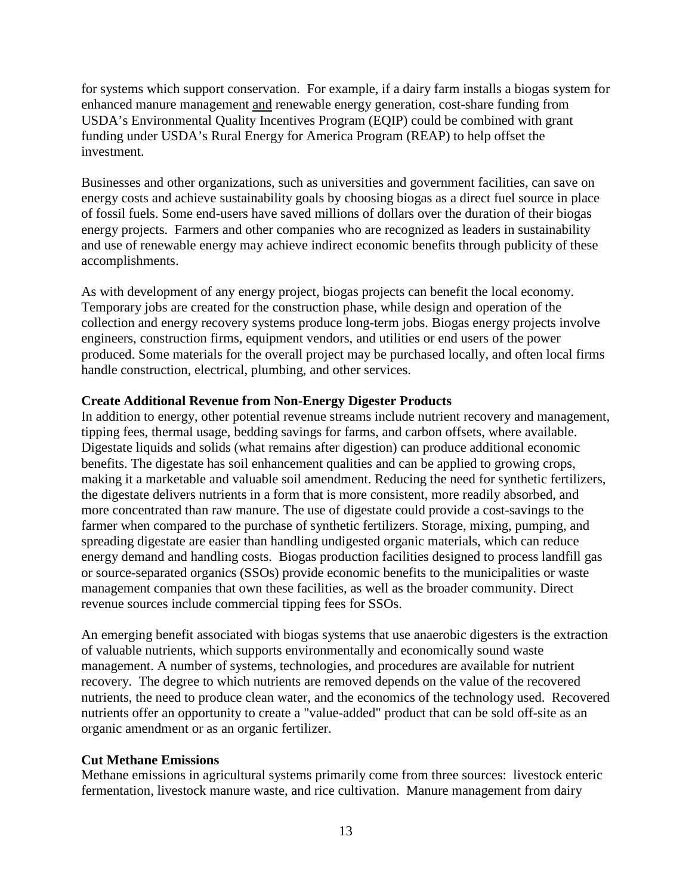for systems which support conservation. For example, if a dairy farm installs a biogas system for enhanced manure management <u>and</u> renewable energy generation, cost-share funding from USDA's Environmental Quality Incentives Program (EQIP) could be combined with grant funding under USDA's Rural Energy for America Program (REAP) to help offset the investment.

Businesses and other organizations, such as universities and government facilities, can save on energy costs and achieve sustainability goals by choosing biogas as a direct fuel source in place of fossil fuels. Some end-users have saved millions of dollars over the duration of their biogas energy projects. Farmers and other companies who are recognized as leaders in sustainability and use of renewable energy may achieve indirect economic benefits through publicity of these accomplishments.

As with development of any energy project, biogas projects can benefit the local economy. Temporary jobs are created for the construction phase, while design and operation of the collection and energy recovery systems produce long-term jobs. Biogas energy projects involve engineers, construction firms, equipment vendors, and utilities or end users of the power produced. Some materials for the overall project may be purchased locally, and often local firms handle construction, electrical, plumbing, and other services.

**Create Additional Revenue from Non-Energy Digester Products**

In addition to energy, other potential revenue streams include nutrient recovery and management, tipping fees, thermal usage, bedding savings for farms, and carbon offsets, where available. Digestate liquids and solids (what remains after digestion) can produce additional economic benefits. The digestate has soil enhancement qualities and can be applied to growing crops, making it a marketable and valuable soil amendment. Reducing the need for synthetic fertilizers, the digestate delivers nutrients in a form that is more consistent, more readily absorbed, and more concentrated than raw manure. The use of digestate could provide a cost-savings to the farmer when compared to the purchase of synthetic fertilizers. Storage, mixing, pumping, and spreading digestate are easier than handling undigested organic materials, which can reduce energy demand and handling costs. Biogas production facilities designed to process landfill gas or source-separated organics (SSOs) provide economic benefits to the municipalities or waste management companies that own these facilities, as well as the broader community. Direct revenue sources include commercial tipping fees for SSOs.

An emerging benefit associated with biogas systems that use anaerobic digesters is the extraction of valuable nutrients, which supports environmentally and economically sound waste management. A number of systems, technologies, and procedures are available for nutrient recovery. The degree to which nutrients are removed depends on the value of the recovered nutrients, the need to produce clean water, and the economics of the technology used. Recovered nutrients offer an opportunity to create a "value-added" product that can be sold off-site as an organic amendment or as an organic fertilizer.

**Cut Methane Emissions**

Methane emissions in agricultural systems primarily come from three sources: livestock enteric fermentation, livestock manure waste, and rice cultivation. Manure management from dairy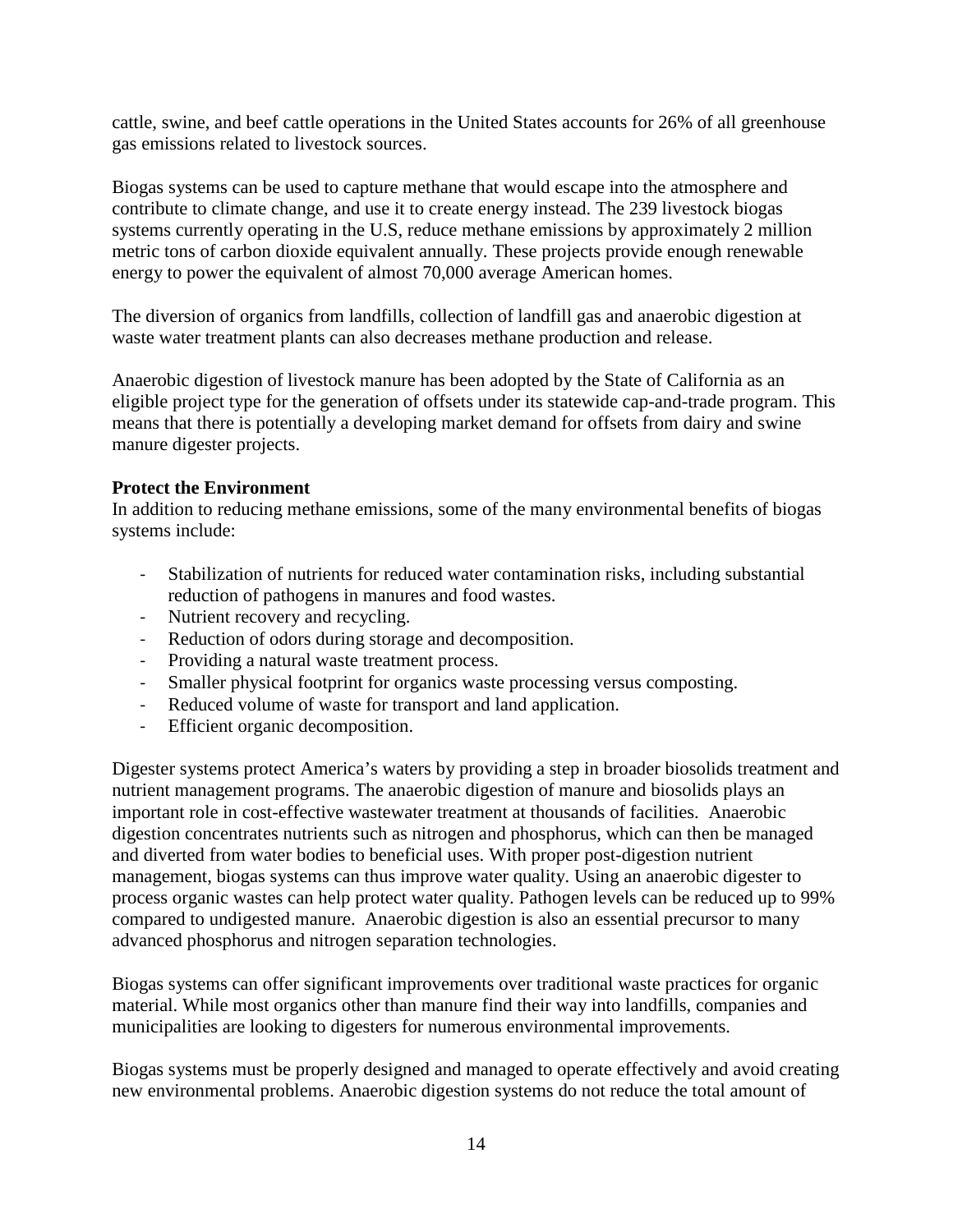cattle, swine, and beef cattle operations in the United States accounts for 26% of all greenhouse gas emissions related to livestock sources.

Biogas systems can be used to capture methane that would escape into the atmosphere and contribute to climate change, and use it to create energy instead. The 239 livestock biogas systems currently operating in the U.S, reduce methane emissions by approximately 2 million metric tons of carbon dioxide equivalent annually. These projects provide enough renewable energy to power the equivalent of almost 70,000 average American homes.

The diversion of organics from landfills, collection of landfill gas and anaerobic digestion at waste water treatment plants can also decreases methane production and release.

Anaerobic digestion of livestock manure has been adopted by the State of California as an eligible project type for the generation of offsets under its statewide cap-and-trade program. This means that there is potentially a developing market demand for offsets from dairy and swine manure digester projects.

**Protect the Environment**

In addition to reducing methane emissions, some of the many environmental benefits of biogas systems include:

- Stabilization of nutrients for reduced water contamination risks, including substantial reduction of pathogens in manures and food wastes.
- Nutrient recovery and recycling.
- Reduction of odors during storage and decomposition.
- Providing a natural waste treatment process.
- Smaller physical footprint for organics waste processing versus composting.
- Reduced volume of waste for transport and land application.
- Efficient organic decomposition.

Digester systems protect America's waters by providing a step in broader biosolids treatment and nutrient management programs. The anaerobic digestion of manure and biosolids plays an important role in cost-effective wastewater treatment at thousands of facilities. Anaerobic digestion concentrates nutrients such as nitrogen and phosphorus, which can then be managed and diverted from water bodies to beneficial uses. With proper post-digestion nutrient management, biogas systems can thus improve water quality. Using an anaerobic digester to process organic wastes can help protect water quality. Pathogen levels can be reduced up to 99% compared to undigested manure. Anaerobic digestion is also an essential precursor to many advanced phosphorus and nitrogen separation technologies.

Biogas systems can offer significant improvements over traditional waste practices for organic material. While most organics other than manure find their way into landfills, companies and municipalities are looking to digesters for numerous environmental improvements.

Biogas systems must be properly designed and managed to operate effectively and avoid creating new environmental problems. Anaerobic digestion systems do not reduce the total amount of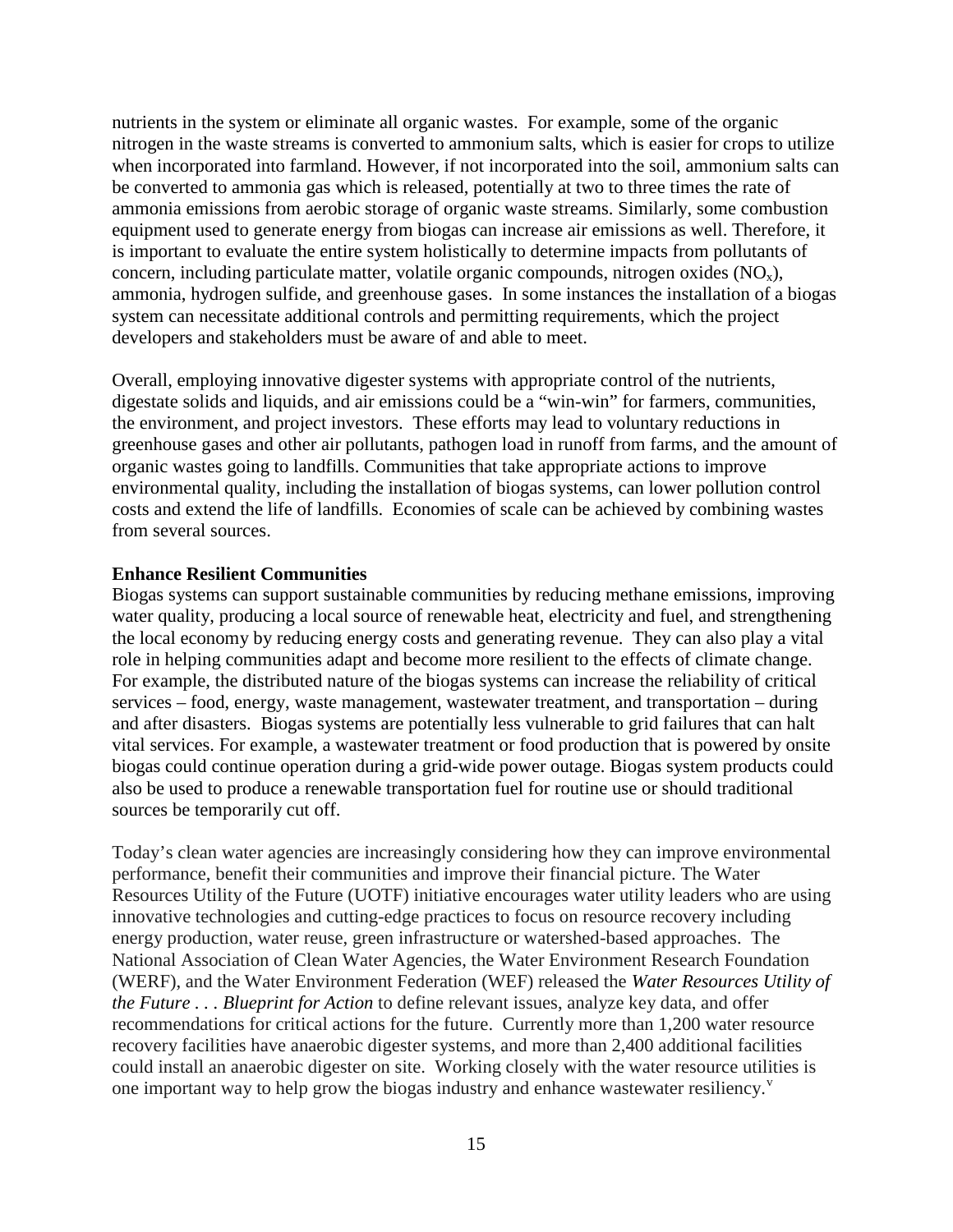nutrients in the system or eliminate all organic wastes. For example, some of the organic nitrogen in the waste streams is converted to ammonium salts, which is easier for crops to utilize when incorporated into farmland. However, if not incorporated into the soil, ammonium salts can be converted to ammonia gas which is released, potentially at two to three times the rate of ammonia emissions from aerobic storage of organic waste streams. Similarly, some combustion equipment used to generate energy from biogas can increase air emissions as well. Therefore, it is important to evaluate the entire system holistically to determine impacts from pollutants of concern, including particulate matter, volatile organic compounds, nitrogen oxides ($NO_x$), ammonia, hydrogen sulfide, and greenhouse gases. In some instances the installation of a biogas system can necessitate additional controls and permitting requirements, which the project developers and stakeholders must be aware of and able to meet.

Overall, employing innovative digester systems with appropriate control of the nutrients, digestate solids and liquids, and air emissions could be a "win-win" for farmers, communities, the environment, and project investors. These efforts may lead to voluntary reductions in greenhouse gases and other air pollutants, pathogen load in runoff from farms, and the amount of organic wastes going to landfills. Communities that take appropriate actions to improve environmental quality, including the installation of biogas systems, can lower pollution control costs and extend the life of landfills. Economies of scale can be achieved by combining wastes from several sources.

**Enhance Resilient Communities**

Biogas systems can support sustainable communities by reducing methane emissions, improving water quality, producing a local source of renewable heat, electricity and fuel, and strengthening the local economy by reducing energy costs and generating revenue. They can also play a vital role in helping communities adapt and become more resilient to the effects of climate change. For example, the distributed nature of the biogas systems can increase the reliability of critical services – food, energy, waste management, wastewater treatment, and transportation – during and after disasters. Biogas systems are potentially less vulnerable to grid failures that can halt vital services. For example, a wastewater treatment or food production that is powered by onsite biogas could continue operation during a grid-wide power outage. Biogas system products could also be used to produce a renewable transportation fuel for routine use or should traditional sources be temporarily cut off.

Today's clean water agencies are increasingly considering how they can improve environmental performance, benefit their communities and improve their financial picture. The Water Resources Utility of the Future (UOTF) initiative encourages water utility leaders who are using innovative technologies and cutting-edge practices to focus on resource recovery including energy production, water reuse, green infrastructure or watershed-based approaches. The National Association of Clean Water Agencies, the Water Environment Research Foundation (WERF), and the Water Environment Federation (WEF) released the *Water Resources Utility of the Future . . . Blueprint for Action* to define relevant issues, analyze key data, and offer recommendations for critical actions for the future. Currently more than 1,200 water resource recovery facilities have anaerobic digester systems, and more than 2,400 additional facilities could install an anaerobic digester on site. Working closely with the water resource utilities is one important way to help grow the biogas industry and enhance wastewater resiliency.[v]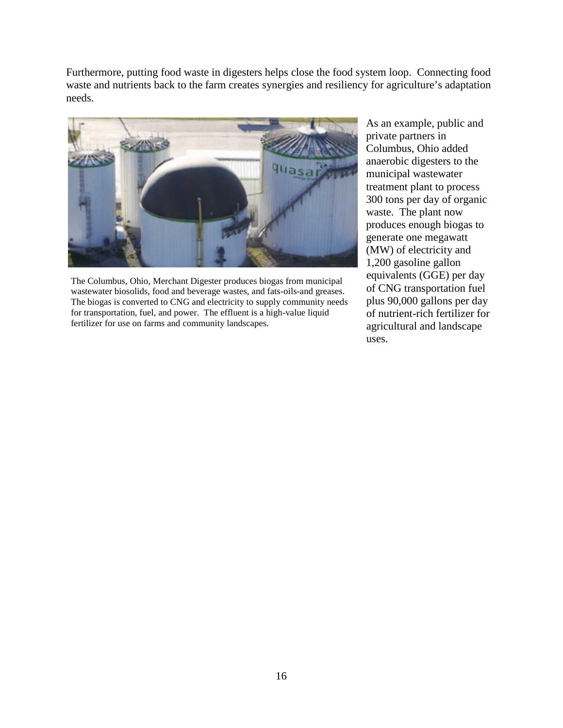Furthermore, putting food waste in digesters helps close the food system loop. Connecting food waste and nutrients back to the farm creates synergies and resiliency for agriculture's adaptation needs.

The Columbus, Ohio, Merchant Digester produces biogas from municipal wastewater biosolids, food and beverage wastes, and fats-oils-and greases. The biogas is converted to CNG and electricity to supply community needs for transportation, fuel, and power. The effluent is a high-value liquid fertilizer for use on farms and community landscapes.

As an example, public and private partners in Columbus, Ohio added anaerobic digesters to the municipal wastewater treatment plant to process 300 tons per day of organic waste. The plant now produces enough biogas to generate one megawatt (MW) of electricity and 1,200 gasoline gallon equivalents (GGE) per day of CNG transportation fuel plus 90,000 gallons per day of nutrient-rich fertilizer for agricultural and landscape uses.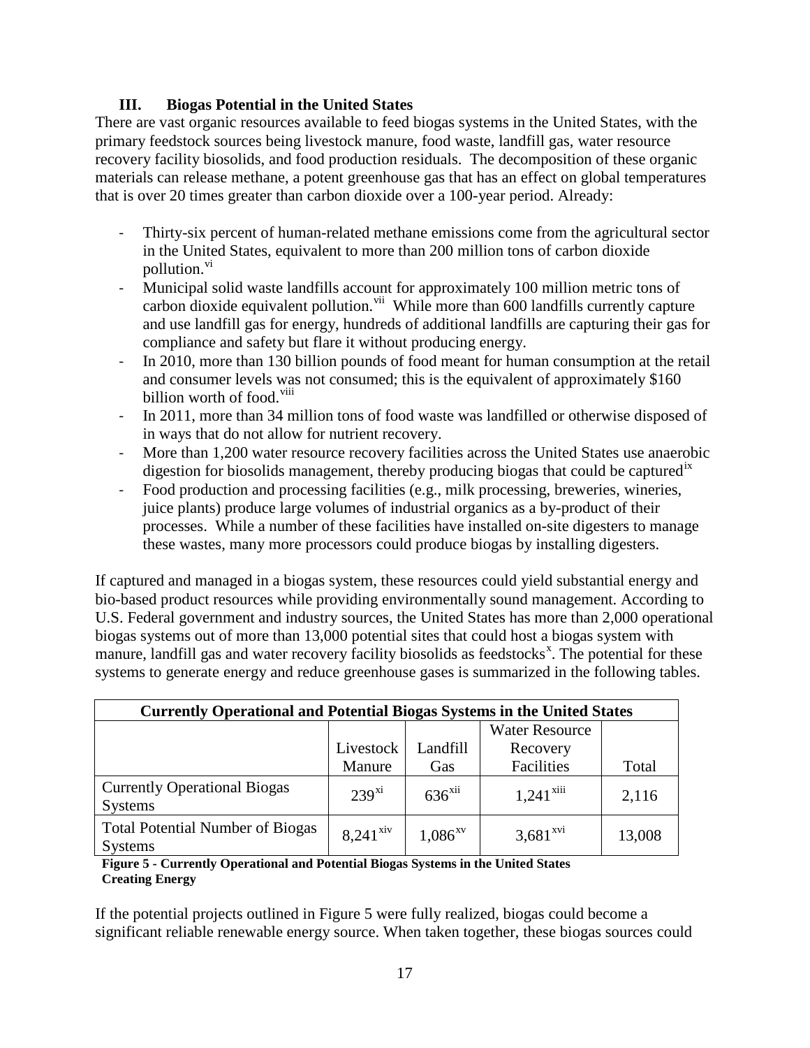### III. Biogas Potential in the United States

There are vast organic resources available to feed biogas systems in the United States, with the primary feedstock sources being livestock manure, food waste, landfill gas, water resource recovery facility biosolids, and food production residuals. The decomposition of these organic materials can release methane, a potent greenhouse gas that has an effect on global temperatures that is over 20 times greater than carbon dioxide over a 100-year period. Already:

- Thirty-six percent of human-related methane emissions come from the agricultural sector in the United States, equivalent to more than 200 million tons of carbon dioxide pollution.[vi]
- Municipal solid waste landfills account for approximately 100 million metric tons of carbon dioxide equivalent pollution.[vii] While more than 600 landfills currently capture and use landfill gas for energy, hundreds of additional landfills are capturing their gas for compliance and safety but flare it without producing energy.
- In 2010, more than 130 billion pounds of food meant for human consumption at the retail and consumer levels was not consumed; this is the equivalent of approximately $160 billion worth of food.[viii]
- In 2011, more than 34 million tons of food waste was landfilled or otherwise disposed of in ways that do not allow for nutrient recovery.
- More than 1,200 water resource recovery facilities across the United States use anaerobic digestion for biosolids management, thereby producing biogas that could be captured[ix]
- Food production and processing facilities (e.g., milk processing, breweries, wineries, juice plants) produce large volumes of industrial organics as a by-product of their processes. While a number of these facilities have installed on-site digesters to manage these wastes, many more processors could produce biogas by installing digesters.

If captured and managed in a biogas system, these resources could yield substantial energy and bio-based product resources while providing environmentally sound management. According to U.S. Federal government and industry sources, the United States has more than 2,000 operational biogas systems out of more than 13,000 potential sites that could host a biogas system with manure, landfill gas and water recovery facility biosolids as feedstocks[x]. The potential for these systems to generate energy and reduce greenhouse gases is summarized in the following tables.

| Currently Operational and Potential Biogas Systems in the United States | | | | |
|---|---|---|---|---|
| | Livestock Manure | Landfill Gas | Water Resource Recovery Facilities | Total |
| Currently Operational Biogas Systems | 239[xi] | 636[xii] | 1,241[xiii] | 2,116 |
| Total Potential Number of Biogas Systems | 8,241[xiv] | 1,086[xv] | 3,681[xvi] | 13,008 |

**Figure 5 - Currently Operational and Potential Biogas Systems in the United States**
**Creating Energy**

If the potential projects outlined in Figure 5 were fully realized, biogas could become a significant reliable renewable energy source. When taken together, these biogas sources could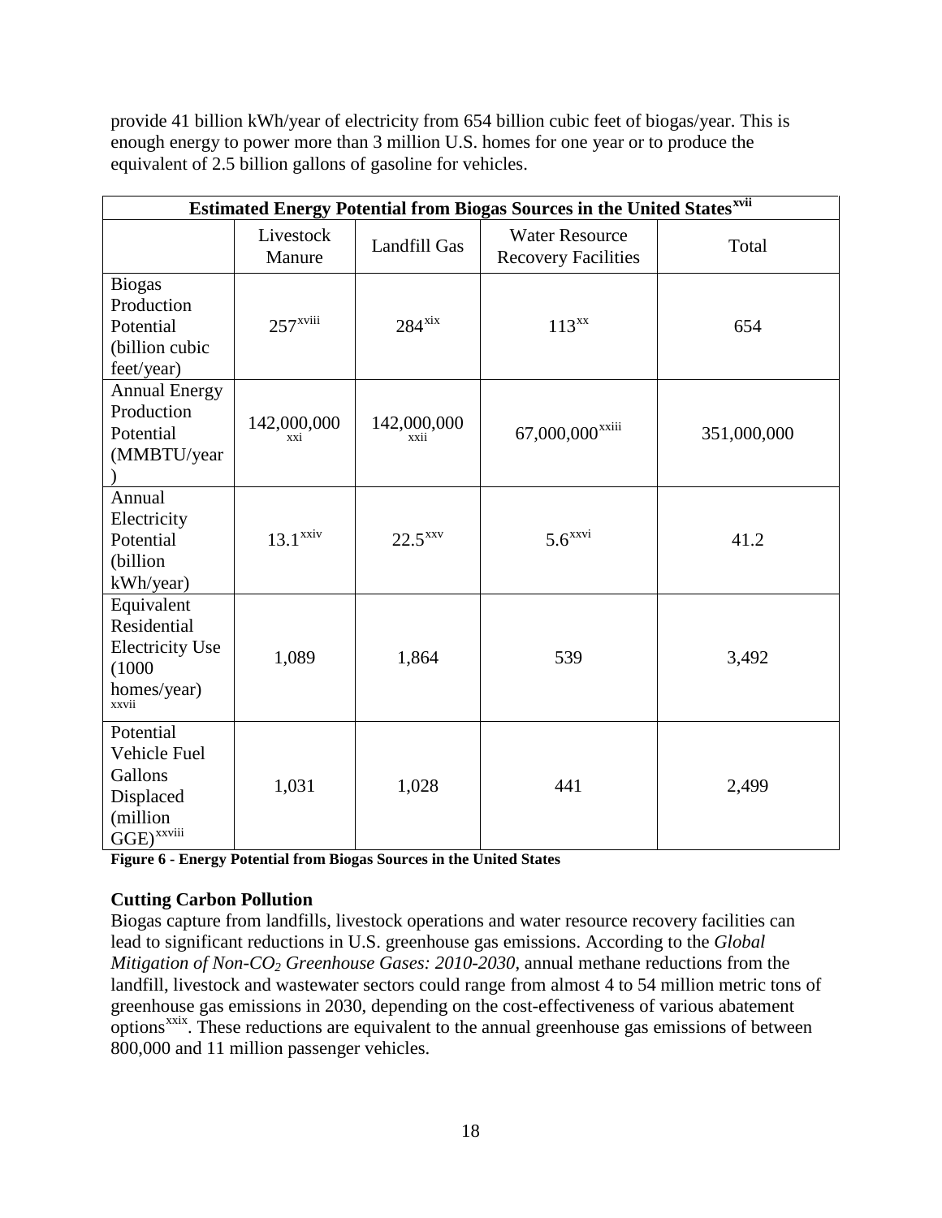provide 41 billion kWh/year of electricity from 654 billion cubic feet of biogas/year. This is enough energy to power more than 3 million U.S. homes for one year or to produce the equivalent of 2.5 billion gallons of gasoline for vehicles.

| **Estimated Energy Potential from Biogas Sources in the United States**[xvii] | | | | |
|---|---|---|---|---|
| | Livestock Manure | Landfill Gas | Water Resource Recovery Facilities | Total |
| Biogas Production Potential (billion cubic feet/year) | 257[xviii] | 284[xix] | 113[xx] | 654 |
| Annual Energy Production Potential (MMBTU/year) | 142,000,000[xxi] | 142,000,000[xxii] | 67,000,000[xxiii] | 351,000,000 |
| Annual Electricity Potential (billion kWh/year) | 13.1[xxiv] | 22.5[xxv] | 5.6[xxvi] | 41.2 |
| Equivalent Residential Electricity Use (1000 homes/year)[xxvii] | 1,089 | 1,864 | 539 | 3,492 |
| Potential Vehicle Fuel Gallons Displaced (million GGE)[xxviii] | 1,031 | 1,028 | 441 | 2,499 |

**Figure 6 - Energy Potential from Biogas Sources in the United States**

**Cutting Carbon Pollution**

Biogas capture from landfills, livestock operations and water resource recovery facilities can lead to significant reductions in U.S. greenhouse gas emissions. According to the *Global Mitigation of Non-$CO_2$ Greenhouse Gases: 2010-2030*, annual methane reductions from the landfill, livestock and wastewater sectors could range from almost 4 to 54 million metric tons of greenhouse gas emissions in 2030, depending on the cost-effectiveness of various abatement options[xxix]. These reductions are equivalent to the annual greenhouse gas emissions of between 800,000 and 11 million passenger vehicles.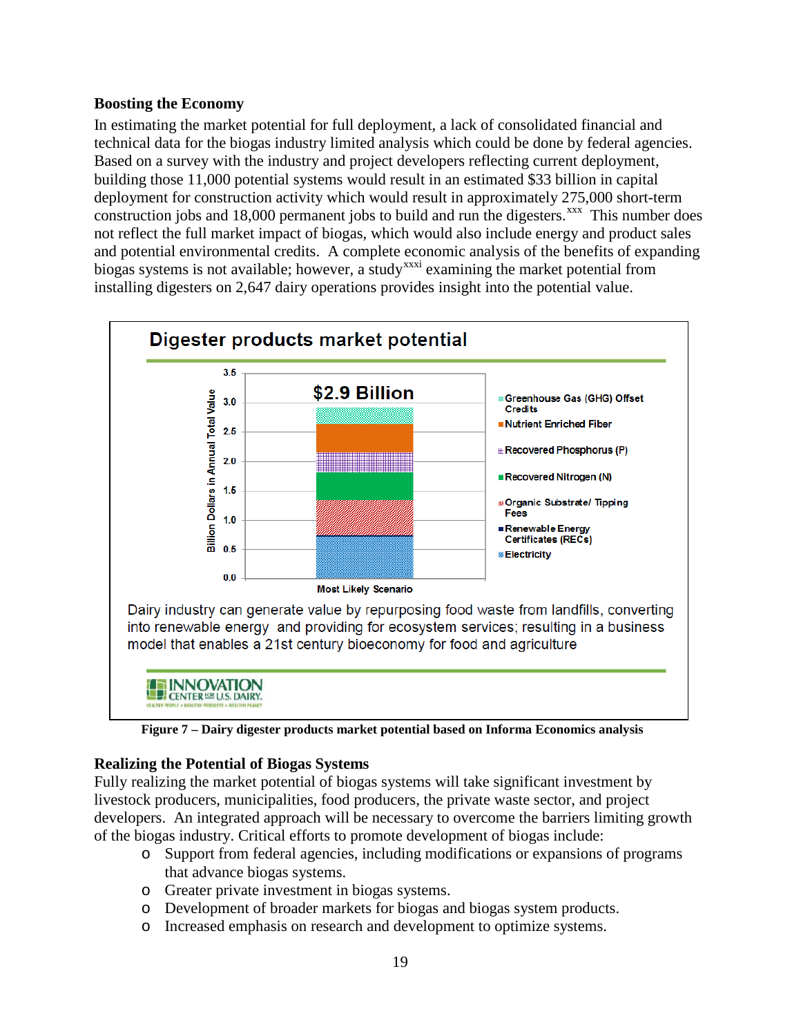### Boosting the Economy

In estimating the market potential for full deployment, a lack of consolidated financial and technical data for the biogas industry limited analysis which could be done by federal agencies. Based on a survey with the industry and project developers reflecting current deployment, building those 11,000 potential systems would result in an estimated $33 billion in capital deployment for construction activity which would result in approximately 275,000 short-term construction jobs and 18,000 permanent jobs to build and run the digesters.[xxx] This number does not reflect the full market impact of biogas, which would also include energy and product sales and potential environmental credits. A complete economic analysis of the benefits of expanding biogas systems is not available; however, a study[xxxi] examining the market potential from installing digesters on 2,647 dairy operations provides insight into the potential value.

**Digester products market potential**

$2.9 Billion

Billion Dollars in Annual Total Value (0.0 – 3.5); Most Likely Scenario

- Greenhouse Gas (GHG) Offset Credits
- Nutrient Enriched Fiber
- Recovered Phosphorus (P)
- Recovered Nitrogen (N)
- Organic Substrate/ Tipping Fees
- Renewable Energy Certificates (RECs)
- Electricity

Dairy industry can generate value by repurposing food waste from landfills, converting into renewable energy and providing for ecosystem services; resulting in a business model that enables a 21st century bioeconomy for food and agriculture

INNOVATION CENTER FOR U.S. DAIRY. HEALTHY PEOPLE • HEALTHY PRODUCTS • HEALTHY PLANET

**Figure 7 – Dairy digester products market potential based on Informa Economics analysis**

### Realizing the Potential of Biogas Systems

Fully realizing the market potential of biogas systems will take significant investment by livestock producers, municipalities, food producers, the private waste sector, and project developers. An integrated approach will be necessary to overcome the barriers limiting growth of the biogas industry. Critical efforts to promote development of biogas include:

- Support from federal agencies, including modifications or expansions of programs that advance biogas systems.
- Greater private investment in biogas systems.
- Development of broader markets for biogas and biogas system products.
- Increased emphasis on research and development to optimize systems.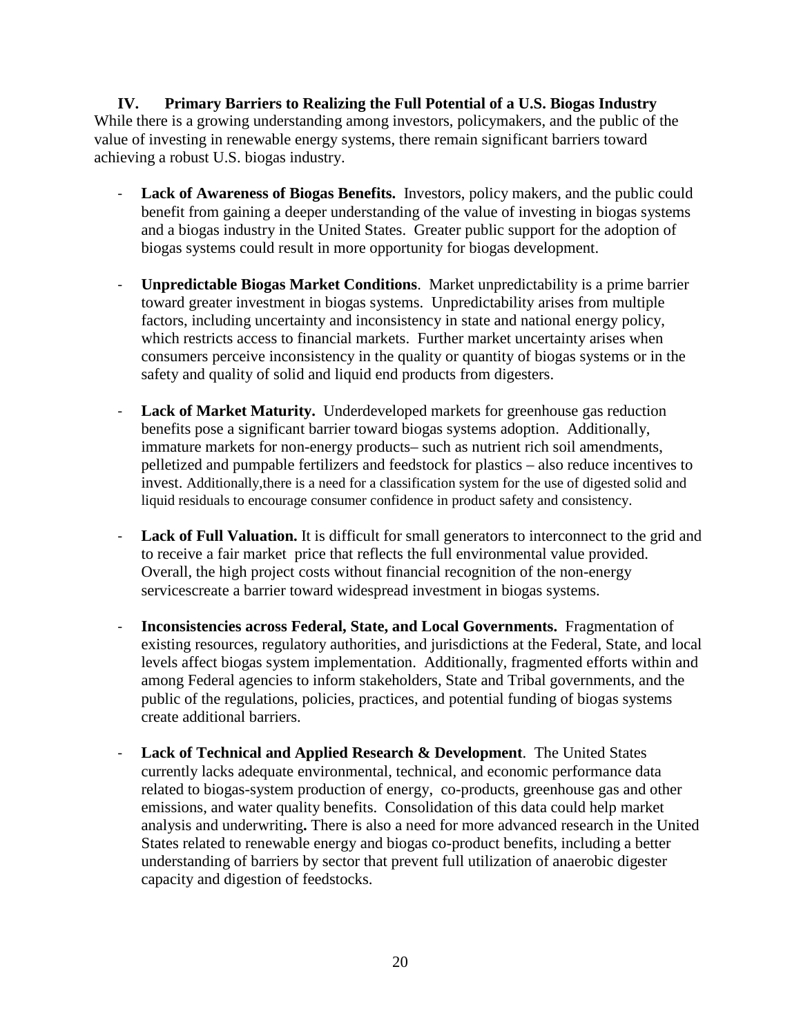## IV. Primary Barriers to Realizing the Full Potential of a U.S. Biogas Industry

While there is a growing understanding among investors, policymakers, and the public of the value of investing in renewable energy systems, there remain significant barriers toward achieving a robust U.S. biogas industry.

- **Lack of Awareness of Biogas Benefits.** Investors, policy makers, and the public could benefit from gaining a deeper understanding of the value of investing in biogas systems and a biogas industry in the United States. Greater public support for the adoption of biogas systems could result in more opportunity for biogas development.

- **Unpredictable Biogas Market Conditions**. Market unpredictability is a prime barrier toward greater investment in biogas systems. Unpredictability arises from multiple factors, including uncertainty and inconsistency in state and national energy policy, which restricts access to financial markets. Further market uncertainty arises when consumers perceive inconsistency in the quality or quantity of biogas systems or in the safety and quality of solid and liquid end products from digesters.

- **Lack of Market Maturity.** Underdeveloped markets for greenhouse gas reduction benefits pose a significant barrier toward biogas systems adoption. Additionally, immature markets for non-energy products– such as nutrient rich soil amendments, pelletized and pumpable fertilizers and feedstock for plastics – also reduce incentives to invest. Additionally,there is a need for a classification system for the use of digested solid and liquid residuals to encourage consumer confidence in product safety and consistency.

- **Lack of Full Valuation.** It is difficult for small generators to interconnect to the grid and to receive a fair market price that reflects the full environmental value provided. Overall, the high project costs without financial recognition of the non-energy servicescreate a barrier toward widespread investment in biogas systems.

- **Inconsistencies across Federal, State, and Local Governments.** Fragmentation of existing resources, regulatory authorities, and jurisdictions at the Federal, State, and local levels affect biogas system implementation. Additionally, fragmented efforts within and among Federal agencies to inform stakeholders, State and Tribal governments, and the public of the regulations, policies, practices, and potential funding of biogas systems create additional barriers.

- **Lack of Technical and Applied Research & Development**. The United States currently lacks adequate environmental, technical, and economic performance data related to biogas-system production of energy, co-products, greenhouse gas and other emissions, and water quality benefits. Consolidation of this data could help market analysis and underwriting**.** There is also a need for more advanced research in the United States related to renewable energy and biogas co-product benefits, including a better understanding of barriers by sector that prevent full utilization of anaerobic digester capacity and digestion of feedstocks.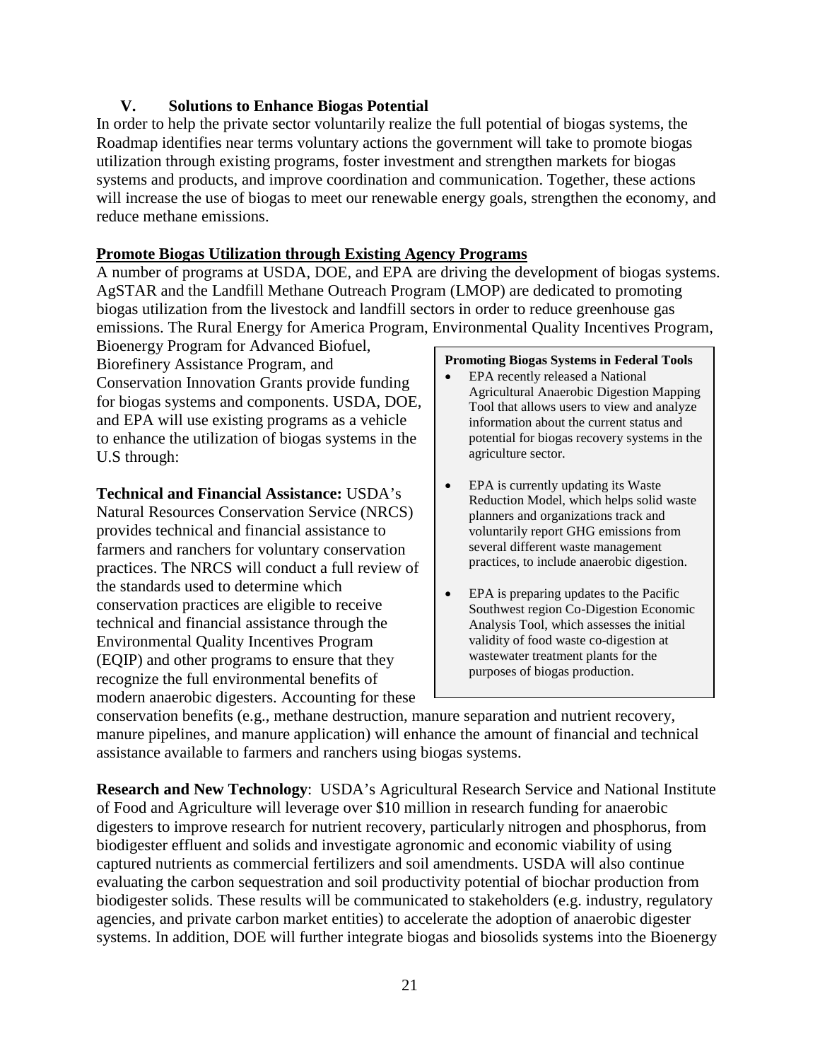## V. Solutions to Enhance Biogas Potential

In order to help the private sector voluntarily realize the full potential of biogas systems, the Roadmap identifies near terms voluntary actions the government will take to promote biogas utilization through existing programs, foster investment and strengthen markets for biogas systems and products, and improve coordination and communication. Together, these actions will increase the use of biogas to meet our renewable energy goals, strengthen the economy, and reduce methane emissions.

### Promote Biogas Utilization through Existing Agency Programs

A number of programs at USDA, DOE, and EPA are driving the development of biogas systems. AgSTAR and the Landfill Methane Outreach Program (LMOP) are dedicated to promoting biogas utilization from the livestock and landfill sectors in order to reduce greenhouse gas emissions. The Rural Energy for America Program, Environmental Quality Incentives Program, Bioenergy Program for Advanced Biofuel, Biorefinery Assistance Program, and Conservation Innovation Grants provide funding for biogas systems and components. USDA, DOE, and EPA will use existing programs as a vehicle to enhance the utilization of biogas systems in the U.S through:

**Technical and Financial Assistance:** USDA's Natural Resources Conservation Service (NRCS) provides technical and financial assistance to farmers and ranchers for voluntary conservation practices. The NRCS will conduct a full review of the standards used to determine which conservation practices are eligible to receive technical and financial assistance through the Environmental Quality Incentives Program (EQIP) and other programs to ensure that they recognize the full environmental benefits of modern anaerobic digesters. Accounting for these conservation benefits (e.g., methane destruction, manure separation and nutrient recovery, manure pipelines, and manure application) will enhance the amount of financial and technical assistance available to farmers and ranchers using biogas systems.

> **Promoting Biogas Systems in Federal Tools**
>
> - EPA recently released a National Agricultural Anaerobic Digestion Mapping Tool that allows users to view and analyze information about the current status and potential for biogas recovery systems in the agriculture sector.
> - EPA is currently updating its Waste Reduction Model, which helps solid waste planners and organizations track and voluntarily report GHG emissions from several different waste management practices, to include anaerobic digestion.
> - EPA is preparing updates to the Pacific Southwest region Co-Digestion Economic Analysis Tool, which assesses the initial validity of food waste co-digestion at wastewater treatment plants for the purposes of biogas production.

**Research and New Technology**: USDA's Agricultural Research Service and National Institute of Food and Agriculture will leverage over $10 million in research funding for anaerobic digesters to improve research for nutrient recovery, particularly nitrogen and phosphorus, from biodigester effluent and solids and investigate agronomic and economic viability of using captured nutrients as commercial fertilizers and soil amendments. USDA will also continue evaluating the carbon sequestration and soil productivity potential of biochar production from biodigester solids. These results will be communicated to stakeholders (e.g. industry, regulatory agencies, and private carbon market entities) to accelerate the adoption of anaerobic digester systems. In addition, DOE will further integrate biogas and biosolids systems into the Bioenergy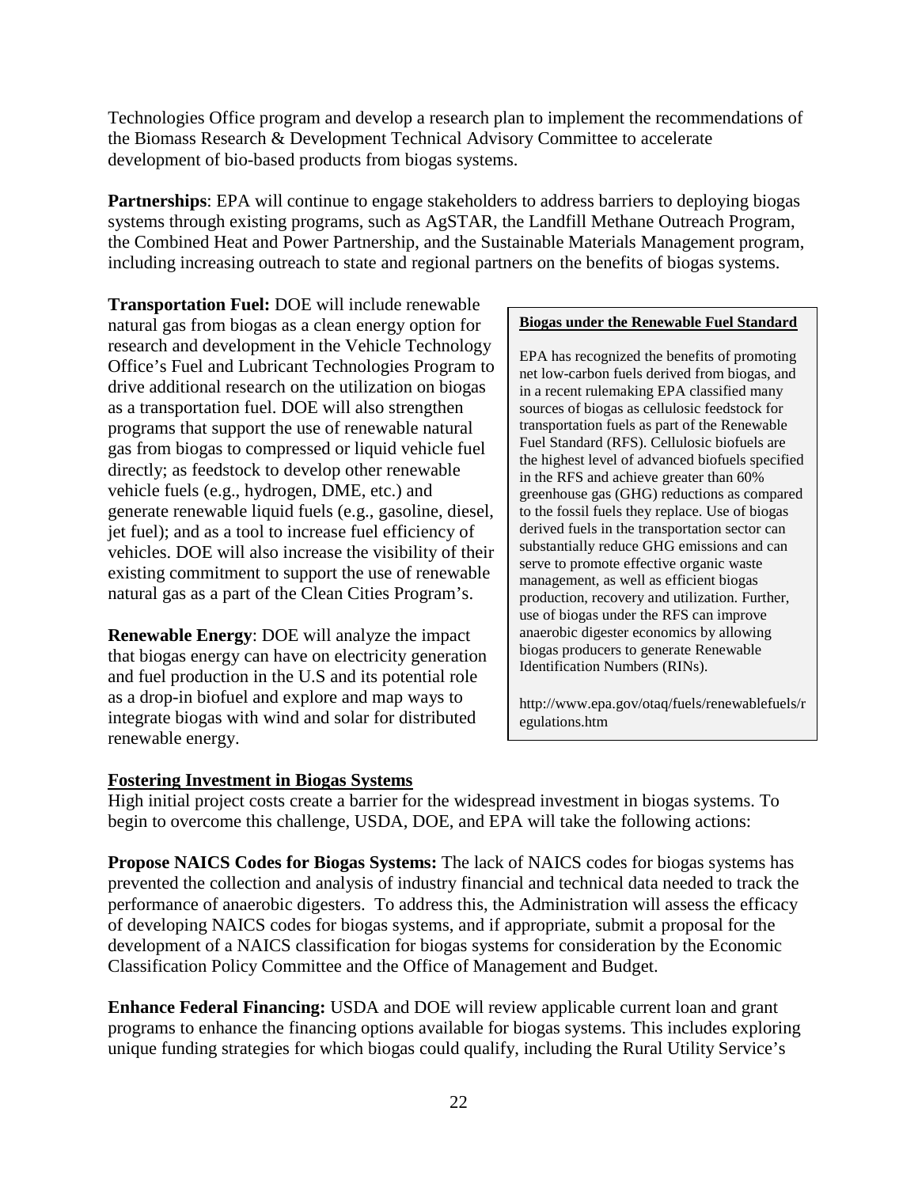Technologies Office program and develop a research plan to implement the recommendations of the Biomass Research & Development Technical Advisory Committee to accelerate development of bio-based products from biogas systems.

**Partnerships**: EPA will continue to engage stakeholders to address barriers to deploying biogas systems through existing programs, such as AgSTAR, the Landfill Methane Outreach Program, the Combined Heat and Power Partnership, and the Sustainable Materials Management program, including increasing outreach to state and regional partners on the benefits of biogas systems.

**Transportation Fuel:** DOE will include renewable natural gas from biogas as a clean energy option for research and development in the Vehicle Technology Office's Fuel and Lubricant Technologies Program to drive additional research on the utilization on biogas as a transportation fuel. DOE will also strengthen programs that support the use of renewable natural gas from biogas to compressed or liquid vehicle fuel directly; as feedstock to develop other renewable vehicle fuels (e.g., hydrogen, DME, etc.) and generate renewable liquid fuels (e.g., gasoline, diesel, jet fuel); and as a tool to increase fuel efficiency of vehicles. DOE will also increase the visibility of their existing commitment to support the use of renewable natural gas as a part of the Clean Cities Program's.

**Renewable Energy**: DOE will analyze the impact that biogas energy can have on electricity generation and fuel production in the U.S and its potential role as a drop-in biofuel and explore and map ways to integrate biogas with wind and solar for distributed renewable energy.

> **Biogas under the Renewable Fuel Standard**
>
> EPA has recognized the benefits of promoting net low-carbon fuels derived from biogas, and in a recent rulemaking EPA classified many sources of biogas as cellulosic feedstock for transportation fuels as part of the Renewable Fuel Standard (RFS). Cellulosic biofuels are the highest level of advanced biofuels specified in the RFS and achieve greater than 60% greenhouse gas (GHG) reductions as compared to the fossil fuels they replace. Use of biogas derived fuels in the transportation sector can substantially reduce GHG emissions and can serve to promote effective organic waste management, as well as efficient biogas production, recovery and utilization. Further, use of biogas under the RFS can improve anaerobic digester economics by allowing biogas producers to generate Renewable Identification Numbers (RINs).
>
> http://www.epa.gov/otaq/fuels/renewablefuels/regulations.htm

## Fostering Investment in Biogas Systems

High initial project costs create a barrier for the widespread investment in biogas systems. To begin to overcome this challenge, USDA, DOE, and EPA will take the following actions:

**Propose NAICS Codes for Biogas Systems:** The lack of NAICS codes for biogas systems has prevented the collection and analysis of industry financial and technical data needed to track the performance of anaerobic digesters. To address this, the Administration will assess the efficacy of developing NAICS codes for biogas systems, and if appropriate, submit a proposal for the development of a NAICS classification for biogas systems for consideration by the Economic Classification Policy Committee and the Office of Management and Budget.

**Enhance Federal Financing:** USDA and DOE will review applicable current loan and grant programs to enhance the financing options available for biogas systems. This includes exploring unique funding strategies for which biogas could qualify, including the Rural Utility Service's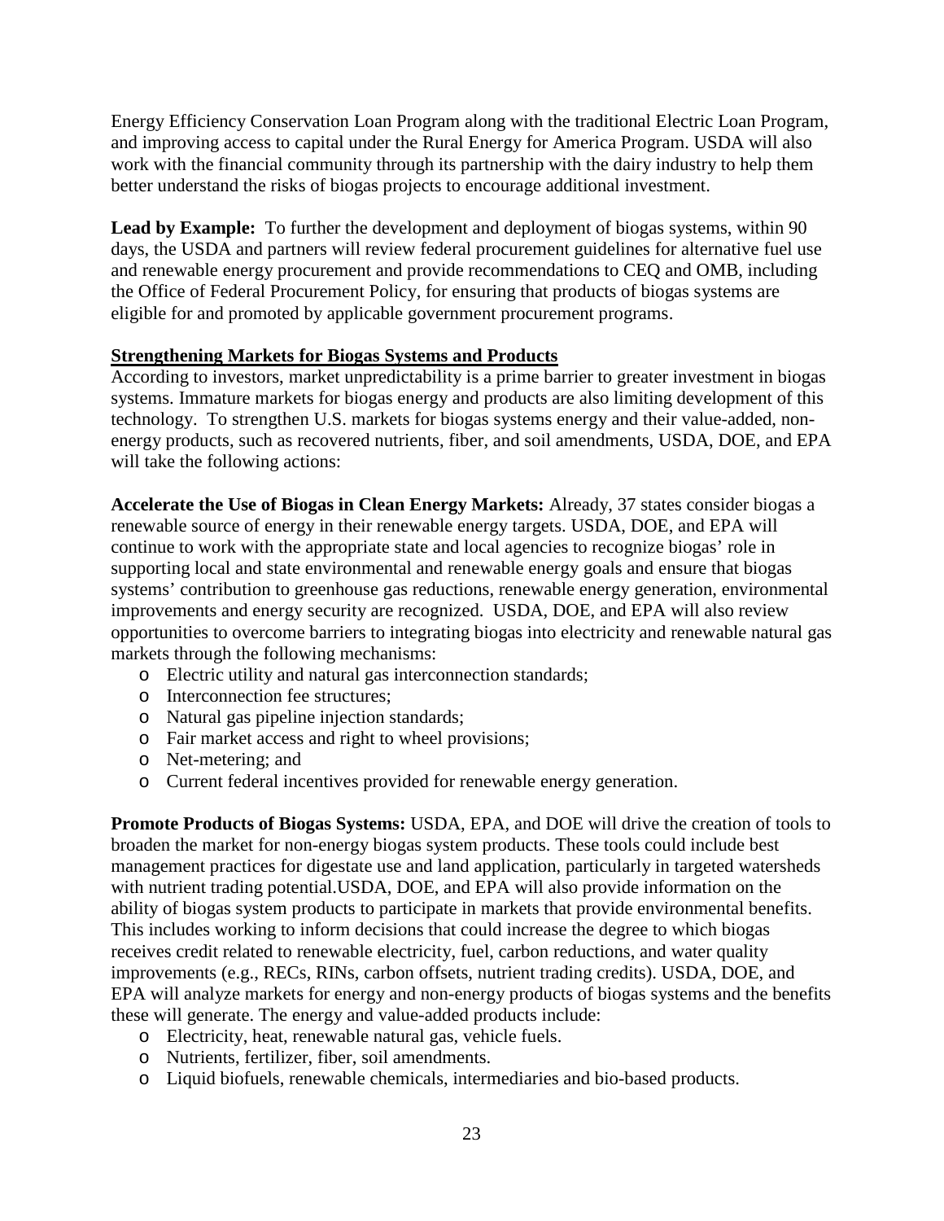Energy Efficiency Conservation Loan Program along with the traditional Electric Loan Program, and improving access to capital under the Rural Energy for America Program. USDA will also work with the financial community through its partnership with the dairy industry to help them better understand the risks of biogas projects to encourage additional investment.

**Lead by Example:** To further the development and deployment of biogas systems, within 90 days, the USDA and partners will review federal procurement guidelines for alternative fuel use and renewable energy procurement and provide recommendations to CEQ and OMB, including the Office of Federal Procurement Policy, for ensuring that products of biogas systems are eligible for and promoted by applicable government procurement programs.

**Strengthening Markets for Biogas Systems and Products**

According to investors, market unpredictability is a prime barrier to greater investment in biogas systems. Immature markets for biogas energy and products are also limiting development of this technology. To strengthen U.S. markets for biogas systems energy and their value-added, non-energy products, such as recovered nutrients, fiber, and soil amendments, USDA, DOE, and EPA will take the following actions:

**Accelerate the Use of Biogas in Clean Energy Markets:** Already, 37 states consider biogas a renewable source of energy in their renewable energy targets. USDA, DOE, and EPA will continue to work with the appropriate state and local agencies to recognize biogas' role in supporting local and state environmental and renewable energy goals and ensure that biogas systems' contribution to greenhouse gas reductions, renewable energy generation, environmental improvements and energy security are recognized. USDA, DOE, and EPA will also review opportunities to overcome barriers to integrating biogas into electricity and renewable natural gas markets through the following mechanisms:

- Electric utility and natural gas interconnection standards;
- Interconnection fee structures;
- Natural gas pipeline injection standards;
- Fair market access and right to wheel provisions;
- Net-metering; and
- Current federal incentives provided for renewable energy generation.

**Promote Products of Biogas Systems:** USDA, EPA, and DOE will drive the creation of tools to broaden the market for non-energy biogas system products. These tools could include best management practices for digestate use and land application, particularly in targeted watersheds with nutrient trading potential.USDA, DOE, and EPA will also provide information on the ability of biogas system products to participate in markets that provide environmental benefits. This includes working to inform decisions that could increase the degree to which biogas receives credit related to renewable electricity, fuel, carbon reductions, and water quality improvements (e.g., RECs, RINs, carbon offsets, nutrient trading credits). USDA, DOE, and EPA will analyze markets for energy and non-energy products of biogas systems and the benefits these will generate. The energy and value-added products include:

- Electricity, heat, renewable natural gas, vehicle fuels.
- Nutrients, fertilizer, fiber, soil amendments.
- Liquid biofuels, renewable chemicals, intermediaries and bio-based products.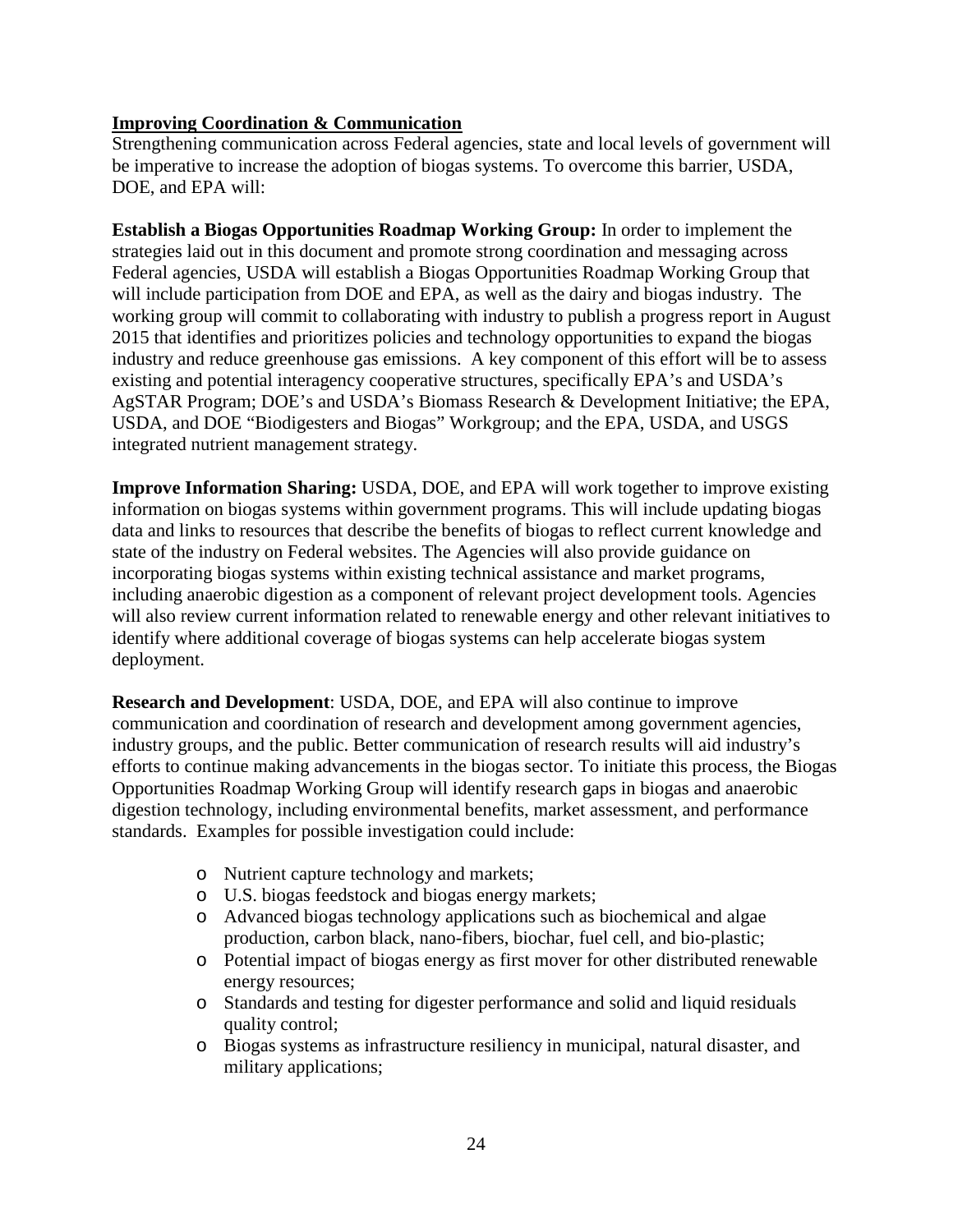**Improving Coordination & Communication**

Strengthening communication across Federal agencies, state and local levels of government will be imperative to increase the adoption of biogas systems. To overcome this barrier, USDA, DOE, and EPA will:

**Establish a Biogas Opportunities Roadmap Working Group:** In order to implement the strategies laid out in this document and promote strong coordination and messaging across Federal agencies, USDA will establish a Biogas Opportunities Roadmap Working Group that will include participation from DOE and EPA, as well as the dairy and biogas industry. The working group will commit to collaborating with industry to publish a progress report in August 2015 that identifies and prioritizes policies and technology opportunities to expand the biogas industry and reduce greenhouse gas emissions. A key component of this effort will be to assess existing and potential interagency cooperative structures, specifically EPA's and USDA's AgSTAR Program; DOE's and USDA's Biomass Research & Development Initiative; the EPA, USDA, and DOE "Biodigesters and Biogas" Workgroup; and the EPA, USDA, and USGS integrated nutrient management strategy.

**Improve Information Sharing:** USDA, DOE, and EPA will work together to improve existing information on biogas systems within government programs. This will include updating biogas data and links to resources that describe the benefits of biogas to reflect current knowledge and state of the industry on Federal websites. The Agencies will also provide guidance on incorporating biogas systems within existing technical assistance and market programs, including anaerobic digestion as a component of relevant project development tools. Agencies will also review current information related to renewable energy and other relevant initiatives to identify where additional coverage of biogas systems can help accelerate biogas system deployment.

**Research and Development**: USDA, DOE, and EPA will also continue to improve communication and coordination of research and development among government agencies, industry groups, and the public. Better communication of research results will aid industry's efforts to continue making advancements in the biogas sector. To initiate this process, the Biogas Opportunities Roadmap Working Group will identify research gaps in biogas and anaerobic digestion technology, including environmental benefits, market assessment, and performance standards. Examples for possible investigation could include:

- Nutrient capture technology and markets;
- U.S. biogas feedstock and biogas energy markets;
- Advanced biogas technology applications such as biochemical and algae production, carbon black, nano-fibers, biochar, fuel cell, and bio-plastic;
- Potential impact of biogas energy as first mover for other distributed renewable energy resources;
- Standards and testing for digester performance and solid and liquid residuals quality control;
- Biogas systems as infrastructure resiliency in municipal, natural disaster, and military applications;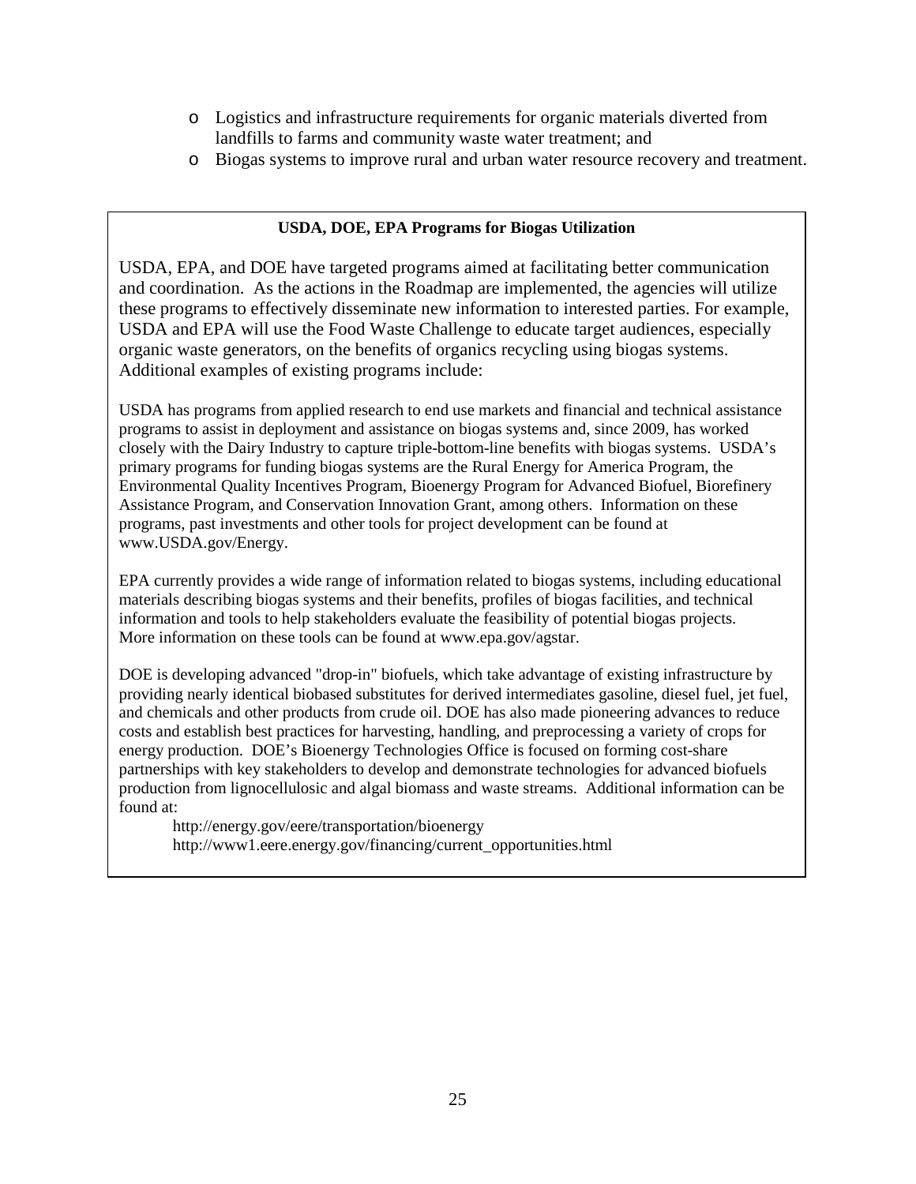- Logistics and infrastructure requirements for organic materials diverted from landfills to farms and community waste water treatment; and
- Biogas systems to improve rural and urban water resource recovery and treatment.

**USDA, DOE, EPA Programs for Biogas Utilization**

USDA, EPA, and DOE have targeted programs aimed at facilitating better communication and coordination. As the actions in the Roadmap are implemented, the agencies will utilize these programs to effectively disseminate new information to interested parties. For example, USDA and EPA will use the Food Waste Challenge to educate target audiences, especially organic waste generators, on the benefits of organics recycling using biogas systems. Additional examples of existing programs include:

USDA has programs from applied research to end use markets and financial and technical assistance programs to assist in deployment and assistance on biogas systems and, since 2009, has worked closely with the Dairy Industry to capture triple-bottom-line benefits with biogas systems. USDA's primary programs for funding biogas systems are the Rural Energy for America Program, the Environmental Quality Incentives Program, Bioenergy Program for Advanced Biofuel, Biorefinery Assistance Program, and Conservation Innovation Grant, among others. Information on these programs, past investments and other tools for project development can be found at www.USDA.gov/Energy.

EPA currently provides a wide range of information related to biogas systems, including educational materials describing biogas systems and their benefits, profiles of biogas facilities, and technical information and tools to help stakeholders evaluate the feasibility of potential biogas projects. More information on these tools can be found at www.epa.gov/agstar.

DOE is developing advanced "drop-in" biofuels, which take advantage of existing infrastructure by providing nearly identical biobased substitutes for derived intermediates gasoline, diesel fuel, jet fuel, and chemicals and other products from crude oil. DOE has also made pioneering advances to reduce costs and establish best practices for harvesting, handling, and preprocessing a variety of crops for energy production. DOE's Bioenergy Technologies Office is focused on forming cost-share partnerships with key stakeholders to develop and demonstrate technologies for advanced biofuels production from lignocellulosic and algal biomass and waste streams. Additional information can be found at:

http://energy.gov/eere/transportation/bioenergy
http://www1.eere.energy.gov/financing/current_opportunities.html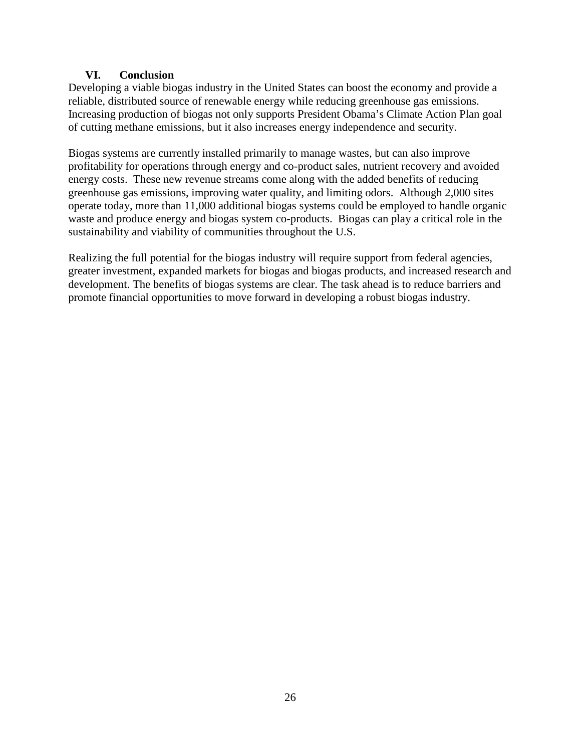## VI. Conclusion

Developing a viable biogas industry in the United States can boost the economy and provide a reliable, distributed source of renewable energy while reducing greenhouse gas emissions. Increasing production of biogas not only supports President Obama's Climate Action Plan goal of cutting methane emissions, but it also increases energy independence and security.

Biogas systems are currently installed primarily to manage wastes, but can also improve profitability for operations through energy and co-product sales, nutrient recovery and avoided energy costs. These new revenue streams come along with the added benefits of reducing greenhouse gas emissions, improving water quality, and limiting odors. Although 2,000 sites operate today, more than 11,000 additional biogas systems could be employed to handle organic waste and produce energy and biogas system co-products. Biogas can play a critical role in the sustainability and viability of communities throughout the U.S.

Realizing the full potential for the biogas industry will require support from federal agencies, greater investment, expanded markets for biogas and biogas products, and increased research and development. The benefits of biogas systems are clear. The task ahead is to reduce barriers and promote financial opportunities to move forward in developing a robust biogas industry.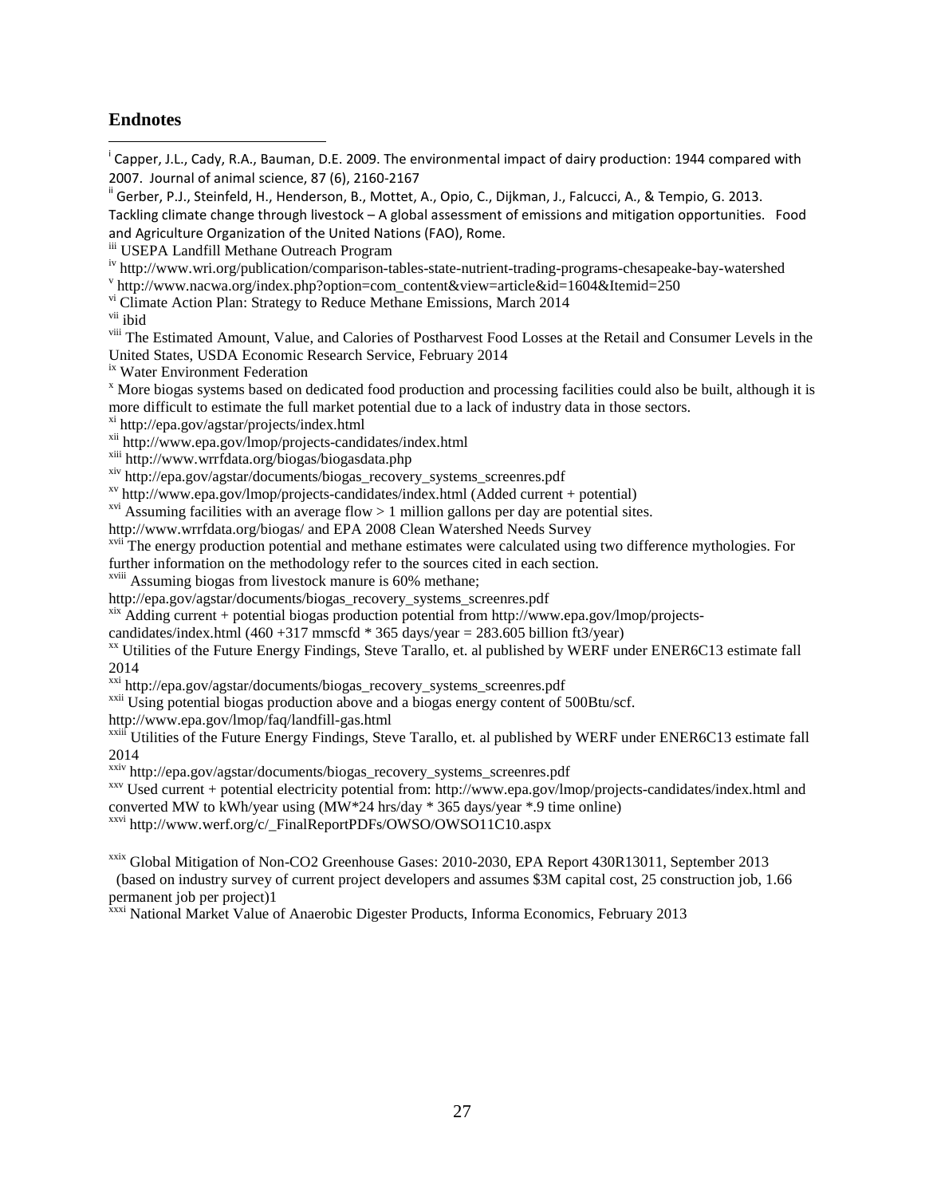## Endnotes

[i] Capper, J.L., Cady, R.A., Bauman, D.E. 2009. The environmental impact of dairy production: 1944 compared with 2007. Journal of animal science, 87 (6), 2160-2167

[ii] Gerber, P.J., Steinfeld, H., Henderson, B., Mottet, A., Opio, C., Dijkman, J., Falcucci, A., & Tempio, G. 2013. Tackling climate change through livestock – A global assessment of emissions and mitigation opportunities. Food and Agriculture Organization of the United Nations (FAO), Rome.

[iii] USEPA Landfill Methane Outreach Program

[iv] http://www.wri.org/publication/comparison-tables-state-nutrient-trading-programs-chesapeake-bay-watershed

[v] http://www.nacwa.org/index.php?option=com_content&view=article&id=1604&Itemid=250

[vi] Climate Action Plan: Strategy to Reduce Methane Emissions, March 2014

[vii] ibid

[viii] The Estimated Amount, Value, and Calories of Postharvest Food Losses at the Retail and Consumer Levels in the United States, USDA Economic Research Service, February 2014

[ix] Water Environment Federation

[x] More biogas systems based on dedicated food production and processing facilities could also be built, although it is more difficult to estimate the full market potential due to a lack of industry data in those sectors.

[xi] http://epa.gov/agstar/projects/index.html

[xii] http://www.epa.gov/lmop/projects-candidates/index.html

[xiii] http://www.wrrfdata.org/biogas/biogasdata.php

[xiv] http://epa.gov/agstar/documents/biogas_recovery_systems_screenres.pdf

[xv] http://www.epa.gov/lmop/projects-candidates/index.html (Added current + potential)

[xvi] Assuming facilities with an average flow > 1 million gallons per day are potential sites. http://www.wrrfdata.org/biogas/ and EPA 2008 Clean Watershed Needs Survey

[xvii] The energy production potential and methane estimates were calculated using two difference mythologies. For further information on the methodology refer to the sources cited in each section.

[xviii] Assuming biogas from livestock manure is 60% methane; http://epa.gov/agstar/documents/biogas_recovery_systems_screenres.pdf

[xix] Adding current + potential biogas production potential from http://www.epa.gov/lmop/projects-candidates/index.html (460 +317 mmscfd * 365 days/year = 283.605 billion ft3/year)

[xx] Utilities of the Future Energy Findings, Steve Tarallo, et. al published by WERF under ENER6C13 estimate fall 2014

[xxi] http://epa.gov/agstar/documents/biogas_recovery_systems_screenres.pdf

[xxii] Using potential biogas production above and a biogas energy content of 500Btu/scf. http://www.epa.gov/lmop/faq/landfill-gas.html

[xxiii] Utilities of the Future Energy Findings, Steve Tarallo, et. al published by WERF under ENER6C13 estimate fall 2014

[xxiv] http://epa.gov/agstar/documents/biogas_recovery_systems_screenres.pdf

[xxv] Used current + potential electricity potential from: http://www.epa.gov/lmop/projects-candidates/index.html and converted MW to kWh/year using (MW*24 hrs/day * 365 days/year *.9 time online)

[xxvi] http://www.werf.org/c/_FinalReportPDFs/OWSO/OWSO11C10.aspx

[xxix] Global Mitigation of Non-CO2 Greenhouse Gases: 2010-2030, EPA Report 430R13011, September 2013 (based on industry survey of current project developers and assumes $3M capital cost, 25 construction job, 1.66 permanent job per project)1

[xxxi] National Market Value of Anaerobic Digester Products, Informa Economics, February 2013